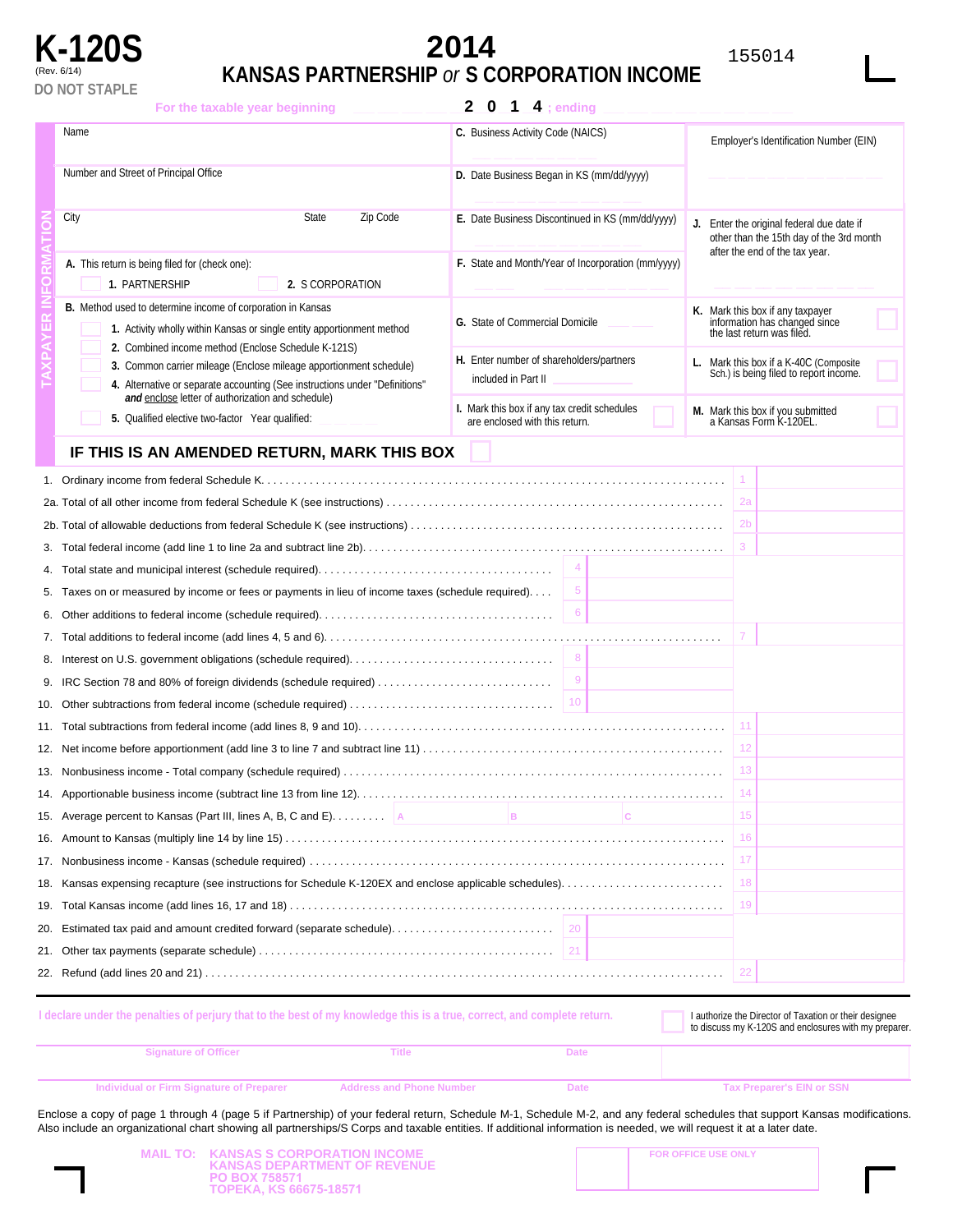# K-120S

(Rev. 6/14)

DO NOT STAPLE

# 2014

## KANSAS PARTNERSHIP *or* S CORPORATION INCOME

155014

For the taxable year beginning ____ **2 0 1 4** ; ending ____

**TAXPAYER INFORMATION**

Name

Number and Street of Principal Office

City | State | Zip Code

**A.** This return is being filed for (check one):

☐ **1.** PARTNERSHIP ☐ **2.** S CORPORATION

**B.** Method used to determine income of corporation in Kansas

☐ **1.** Activity wholly within Kansas or single entity apportionment method

☐ **2.** Combined income method (Enclose Schedule K-121S)

☐ **3.** Common carrier mileage (Enclose mileage apportionment schedule)

☐ **4.** Alternative or separate accounting (See instructions under "Definitions" ***and*** enclose letter of authorization and schedule)

☐ **5.** Qualified elective two-factor Year qualified:

**C.** Business Activity Code (NAICS)

**D.** Date Business Began in KS (mm/dd/yyyy)

**E.** Date Business Discontinued in KS (mm/dd/yyyy)

**F.** State and Month/Year of Incorporation (mm/yyyy)

**G.** State of Commercial Domicile

**H.** Enter number of shareholders/partners included in Part II

**I.** Mark this box if any tax credit schedules are enclosed with this return. ☐

Employer's Identification Number (EIN)

**J.** Enter the original federal due date if other than the 15th day of the 3rd month after the end of the tax year.

**K.** Mark this box if any taxpayer information has changed since the last return was filed. ☐

**L.** Mark this box if a K-40C (Composite Sch.) is being filed to report income. ☐

**M.** Mark this box if you submitted a Kansas Form K-120EL. ☐

## IF THIS IS AN AMENDED RETURN, MARK THIS BOX ☐

1. Ordinary income from federal Schedule K. .......... **1**
2a. Total of all other income from federal Schedule K (see instructions) .......... **2a**
2b. Total of allowable deductions from federal Schedule K (see instructions) .......... **2b**
3. Total federal income (add line 1 to line 2a and subtract line 2b). .......... **3**
4. Total state and municipal interest (schedule required). .......... **4**
5. Taxes on or measured by income or fees or payments in lieu of income taxes (schedule required). .......... **5**
6. Other additions to federal income (schedule required). .......... **6**
7. Total additions to federal income (add lines 4, 5 and 6). .......... **7**
8. Interest on U.S. government obligations (schedule required). .......... **8**
9. IRC Section 78 and 80% of foreign dividends (schedule required) .......... **9**
10. Other subtractions from federal income (schedule required) .......... **10**
11. Total subtractions from federal income (add lines 8, 9 and 10). .......... **11**
12. Net income before apportionment (add line 3 to line 7 and subtract line 11) .......... **12**
13. Nonbusiness income - Total company (schedule required) .......... **13**
14. Apportionable business income (subtract line 13 from line 12). .......... **14**
15. Average percent to Kansas (Part III, lines A, B, C and E). .......... **A** ____ **B** ____ **C** ____ **15**
16. Amount to Kansas (multiply line 14 by line 15) .......... **16**
17. Nonbusiness income - Kansas (schedule required) .......... **17**
18. Kansas expensing recapture (see instructions for Schedule K-120EX and enclose applicable schedules). .......... **18**
19. Total Kansas income (add lines 16, 17 and 18) .......... **19**
20. Estimated tax paid and amount credited forward (separate schedule). .......... **20**
21. Other tax payments (separate schedule) .......... **21**
22. Refund (add lines 20 and 21) .......... **22**

I declare under the penalties of perjury that to the best of my knowledge this is a true, correct, and complete return.

☐ I authorize the Director of Taxation or their designee to discuss my K-120S and enclosures with my preparer.

| Signature of Officer | Title | Date | |
|---|---|---|---|
| Individual or Firm Signature of Preparer | Address and Phone Number | Date | Tax Preparer's EIN or SSN |

Enclose a copy of page 1 through 4 (page 5 if Partnership) of your federal return, Schedule M-1, Schedule M-2, and any federal schedules that support Kansas modifications. Also include an organizational chart showing all partnerships/S Corps and taxable entities. If additional information is needed, we will request it at a later date.

MAIL TO: KANSAS S CORPORATION INCOME
KANSAS DEPARTMENT OF REVENUE
PO BOX 758571
TOPEKA, KS 66675-18571

FOR OFFICE USE ONLY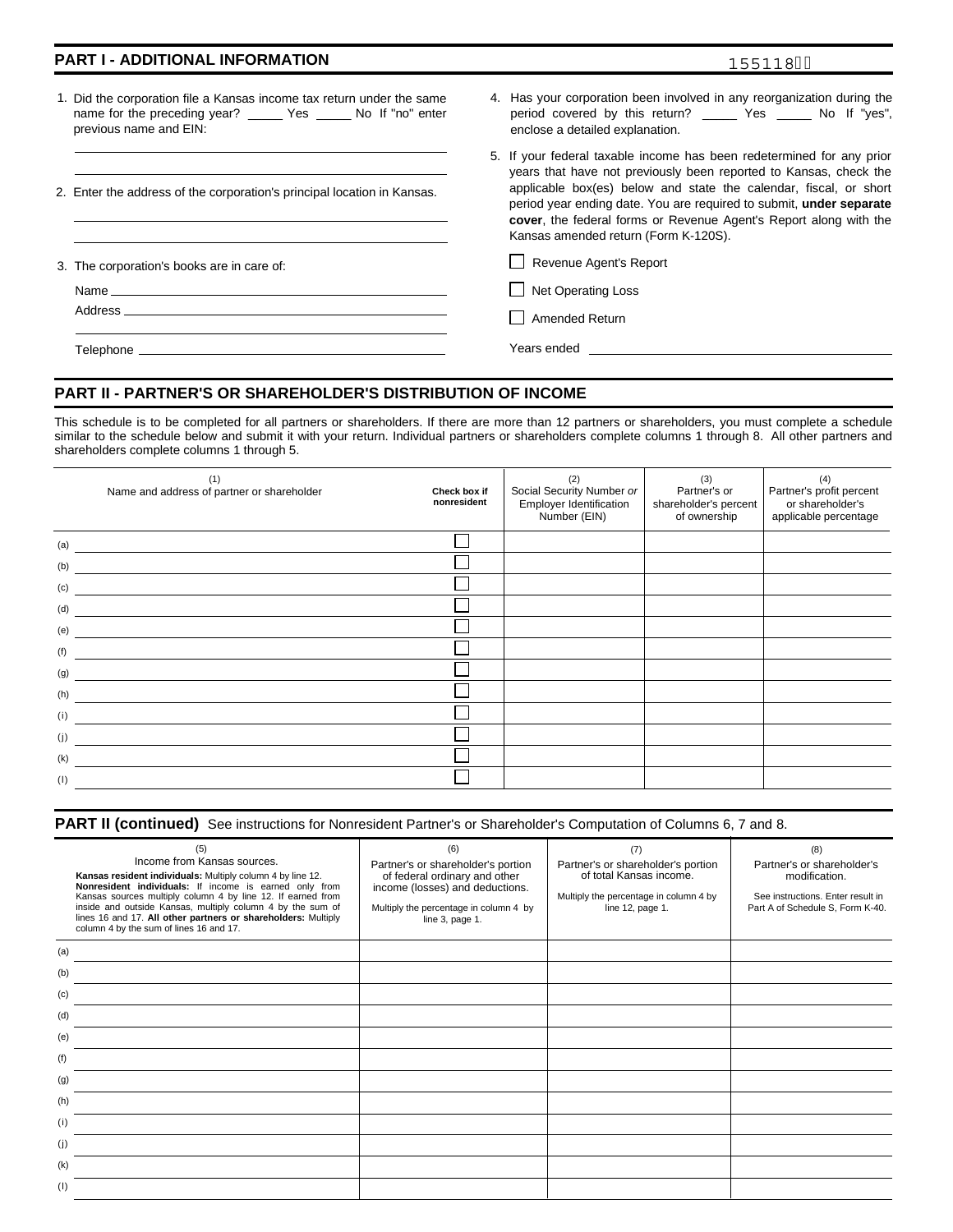## PART I - ADDITIONAL INFORMATION

155118

1. Did the corporation file a Kansas income tax return under the same name for the preceding year? _____ Yes _____ No If "no" enter previous name and EIN:

______________________________

______________________________

2. Enter the address of the corporation's principal location in Kansas.

______________________________

______________________________

3. The corporation's books are in care of:

Name ______________________________

Address ______________________________

______________________________

Telephone ______________________________

4. Has your corporation been involved in any reorganization during the period covered by this return? _____ Yes _____ No If "yes", enclose a detailed explanation.

5. If your federal taxable income has been redetermined for any prior years that have not previously been reported to Kansas, check the applicable box(es) below and state the calendar, fiscal, or short period year ending date. You are required to submit, **under separate cover**, the federal forms or Revenue Agent's Report along with the Kansas amended return (Form K-120S).

- ☐ Revenue Agent's Report
- ☐ Net Operating Loss
- ☐ Amended Return

Years ended ______________________________

## PART II - PARTNER'S OR SHAREHOLDER'S DISTRIBUTION OF INCOME

This schedule is to be completed for all partners or shareholders. If there are more than 12 partners or shareholders, you must complete a schedule similar to the schedule below and submit it with your return. Individual partners or shareholders complete columns 1 through 8. All other partners and shareholders complete columns 1 through 5.

| | (1) Name and address of partner or shareholder | Check box if nonresident | (2) Social Security Number *or* Employer Identification Number (EIN) | (3) Partner's or shareholder's percent of ownership | (4) Partner's profit percent or shareholder's applicable percentage |
|---|---|---|---|---|---|
| (a) | | ☐ | | | |
| (b) | | ☐ | | | |
| (c) | | ☐ | | | |
| (d) | | ☐ | | | |
| (e) | | ☐ | | | |
| (f) | | ☐ | | | |
| (g) | | ☐ | | | |
| (h) | | ☐ | | | |
| (i) | | ☐ | | | |
| (j) | | ☐ | | | |
| (k) | | ☐ | | | |
| (l) | | ☐ | | | |

## PART II (continued) See instructions for Nonresident Partner's or Shareholder's Computation of Columns 6, 7 and 8.

| | (5) Income from Kansas sources. **Kansas resident individuals:** Multiply column 4 by line 12. **Nonresident individuals:** If income is earned only from Kansas sources multiply column 4 by line 12. If earned from inside and outside Kansas, multiply column 4 by the sum of lines 16 and 17. **All other partners or shareholders:** Multiply column 4 by the sum of lines 16 and 17. | (6) Partner's or shareholder's portion of federal ordinary and other income (losses) and deductions. Multiply the percentage in column 4 by line 3, page 1. | (7) Partner's or shareholder's portion of total Kansas income. Multiply the percentage in column 4 by line 12, page 1. | (8) Partner's or shareholder's modification. See instructions. Enter result in Part A of Schedule S, Form K-40. |
|---|---|---|---|---|
| (a) | | | | |
| (b) | | | | |
| (c) | | | | |
| (d) | | | | |
| (e) | | | | |
| (f) | | | | |
| (g) | | | | |
| (h) | | | | |
| (i) | | | | |
| (j) | | | | |
| (k) | | | | |
| (l) | | | | |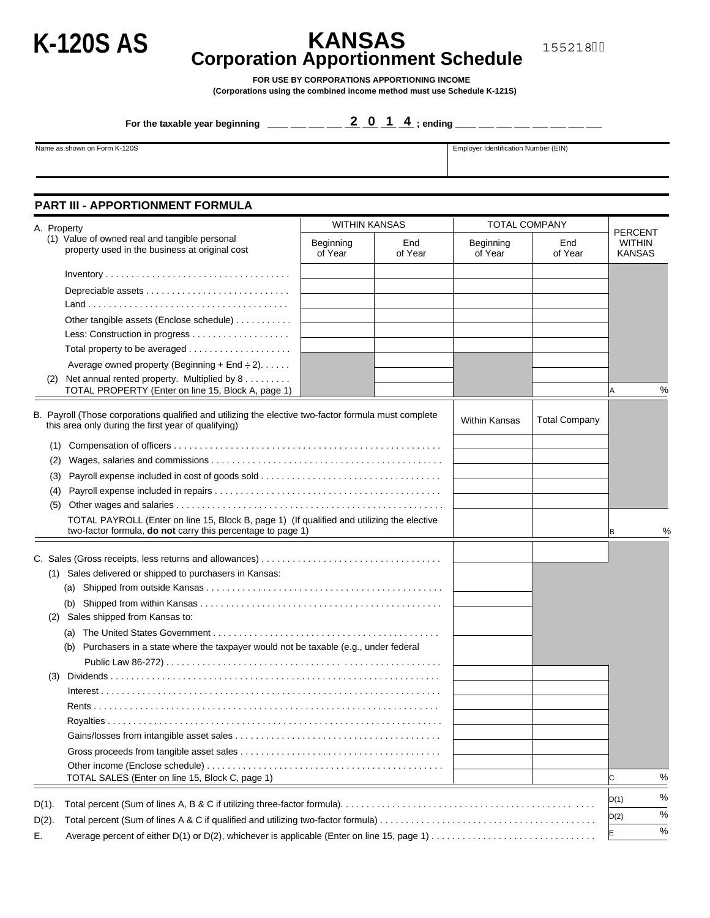# K-120S AS

# KANSAS
## Corporation Apportionment Schedule

155218

**FOR USE BY CORPORATIONS APPORTIONING INCOME**
**(Corporations using the combined income method must use Schedule K-121S)**

**For the taxable year beginning** ____ ____ ____ ____ **2 0 1 4**; **ending** ____ ____ ____ ____ ____ ____ ____ ____

| Name as shown on Form K-120S | Employer Identification Number (EIN) |
|---|---|
| | |

## PART III - APPORTIONMENT FORMULA

| A. Property | WITHIN KANSAS | | TOTAL COMPANY | | PERCENT WITHIN KANSAS |
|---|---|---|---|---|---|
| (1) Value of owned real and tangible personal property used in the business at original cost | Beginning of Year | End of Year | Beginning of Year | End of Year | |
| Inventory | | | | | |
| Depreciable assets | | | | | |
| Land | | | | | |
| Other tangible assets (Enclose schedule) | | | | | |
| Less: Construction in progress | | | | | |
| Total property to be averaged | | | | | |
| Average owned property (Beginning + End ÷ 2) | | | | | |
| (2) Net annual rented property. Multiplied by 8 | | | | | |
| TOTAL PROPERTY (Enter on line 15, Block A, page 1) | | | | | A % |

| B. Payroll (Those corporations qualified and utilizing the elective two-factor formula must complete this area only during the first year of qualifying) | Within Kansas | Total Company | |
|---|---|---|---|
| (1) Compensation of officers | | | |
| (2) Wages, salaries and commissions | | | |
| (3) Payroll expense included in cost of goods sold | | | |
| (4) Payroll expense included in repairs | | | |
| (5) Other wages and salaries | | | |
| TOTAL PAYROLL (Enter on line 15, Block B, page 1) (If qualified and utilizing the elective two-factor formula, **do not** carry this percentage to page 1) | | | B % |

| C. Sales (Gross receipts, less returns and allowances) | | | |
|---|---|---|---|
| (1) Sales delivered or shipped to purchasers in Kansas: | | | |
| (a) Shipped from outside Kansas | | | |
| (b) Shipped from within Kansas | | | |
| (2) Sales shipped from Kansas to: | | | |
| (a) The United States Government | | | |
| (b) Purchasers in a state where the taxpayer would not be taxable (e.g., under federal Public Law 86-272) | | | |
| (3) Dividends | | | |
| Interest | | | |
| Rents | | | |
| Royalties | | | |
| Gains/losses from intangible asset sales | | | |
| Gross proceeds from tangible asset sales | | | |
| Other income (Enclose schedule) | | | |
| TOTAL SALES (Enter on line 15, Block C, page 1) | | | C % |

| | | |
|---|---|---|
| D(1). | Total percent (Sum of lines A, B & C if utilizing three-factor formula) | D(1) % |
| D(2). | Total percent (Sum of lines A & C if qualified and utilizing two-factor formula) | D(2) % |
| E. | Average percent of either D(1) or D(2), whichever is applicable (Enter on line 15, page 1) | E % |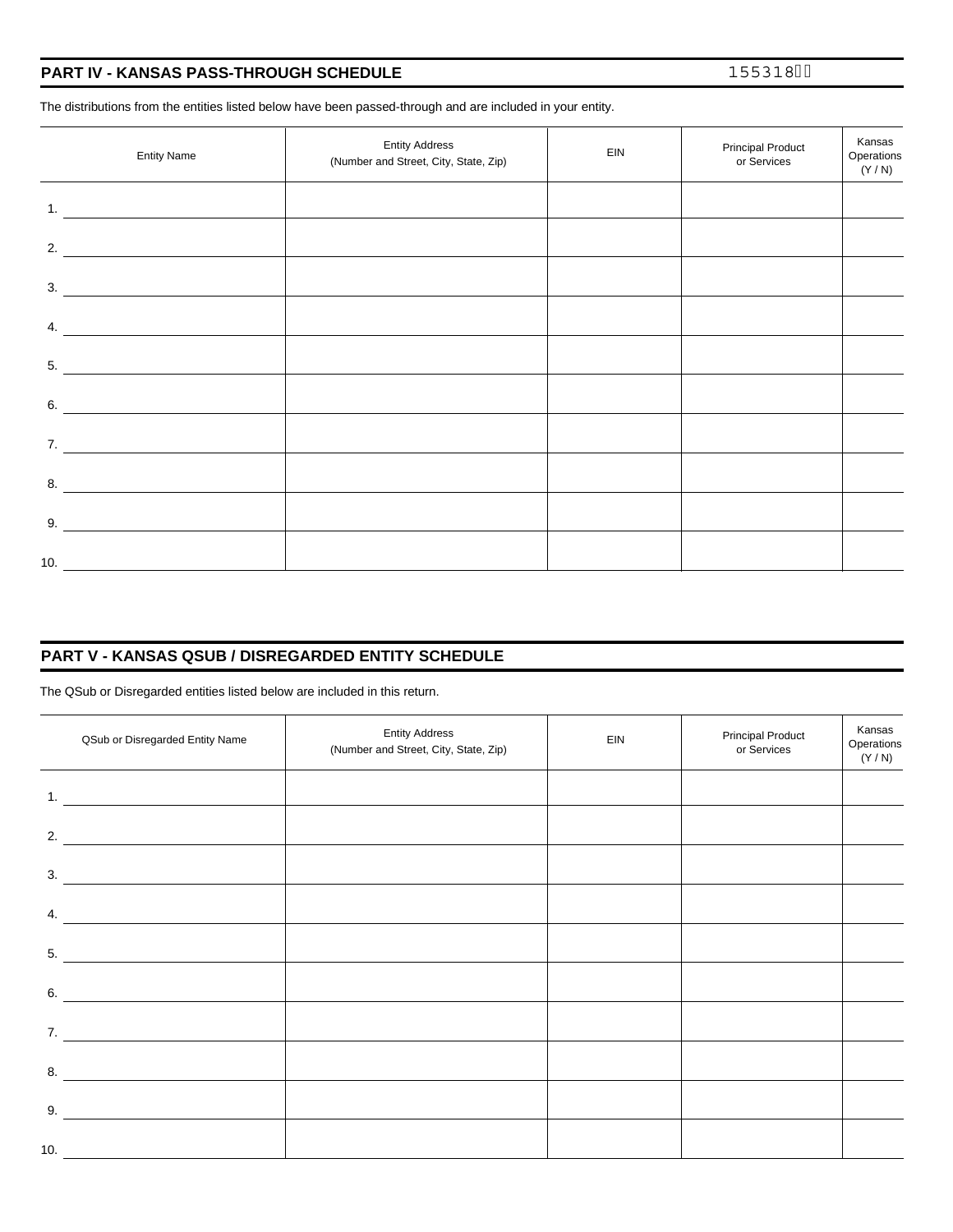## PART IV - KANSAS PASS-THROUGH SCHEDULE

155318

The distributions from the entities listed below have been passed-through and are included in your entity.

| Entity Name | Entity Address (Number and Street, City, State, Zip) | EIN | Principal Product or Services | Kansas Operations (Y / N) |
|---|---|---|---|---|
| 1. | | | | |
| 2. | | | | |
| 3. | | | | |
| 4. | | | | |
| 5. | | | | |
| 6. | | | | |
| 7. | | | | |
| 8. | | | | |
| 9. | | | | |
| 10. | | | | |

## PART V - KANSAS QSUB / DISREGARDED ENTITY SCHEDULE

The QSub or Disregarded entities listed below are included in this return.

| QSub or Disregarded Entity Name | Entity Address (Number and Street, City, State, Zip) | EIN | Principal Product or Services | Kansas Operations (Y / N) |
|---|---|---|---|---|
| 1. | | | | |
| 2. | | | | |
| 3. | | | | |
| 4. | | | | |
| 5. | | | | |
| 6. | | | | |
| 7. | | | | |
| 8. | | | | |
| 9. | | | | |
| 10. | | | | |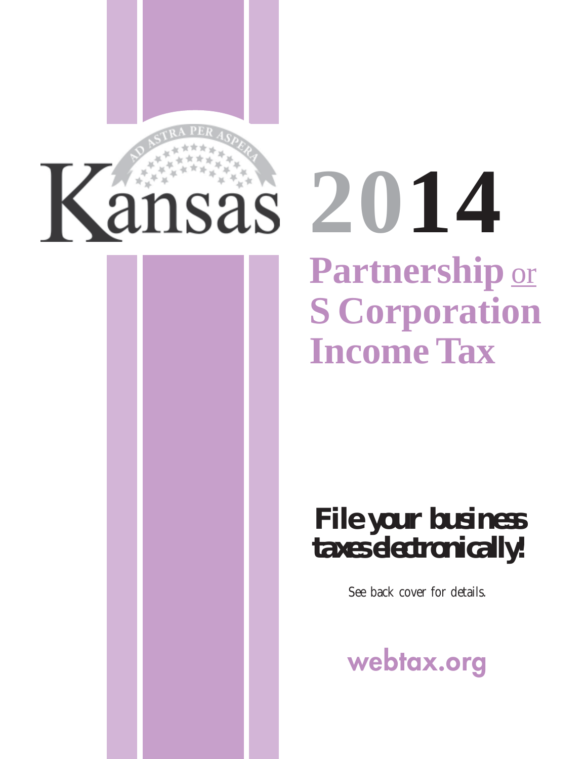# Kansas 2014

## Partnership or S Corporation Income Tax

**File your business taxes electronically!**

See back cover for details.

webtax.org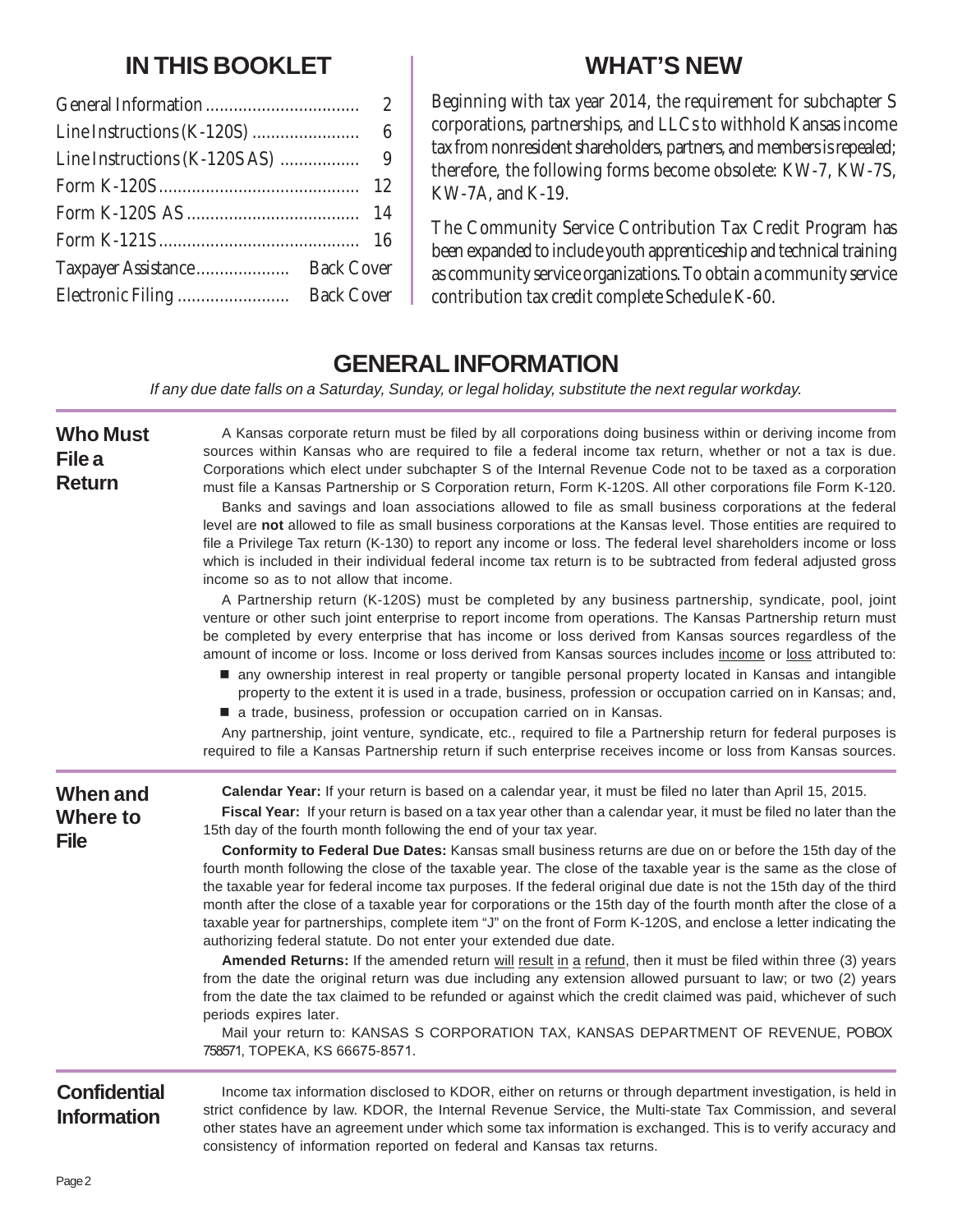## IN THIS BOOKLET

| | |
|---|---|
| General Information | 2 |
| Line Instructions (K-120S) | 6 |
| Line Instructions (K-120S AS) | 9 |
| Form K-120S | 12 |
| Form K-120S AS | 14 |
| Form K-121S | 16 |
| Taxpayer Assistance | Back Cover |
| Electronic Filing | Back Cover |

## WHAT'S NEW

Beginning with tax year 2014, the requirement for subchapter S corporations, partnerships, and LLCs to withhold Kansas income tax from nonresident shareholders, partners, and members is repealed; therefore, the following forms become obsolete: KW-7, KW-7S, KW-7A, and K-19.

The Community Service Contribution Tax Credit Program has been expanded to include youth apprenticeship and technical training as community service organizations. To obtain a community service contribution tax credit complete Schedule K-60.

# GENERAL INFORMATION

*If any due date falls on a Saturday, Sunday, or legal holiday, substitute the next regular workday.*

### Who Must File a Return

A Kansas corporate return must be filed by all corporations doing business within or deriving income from sources within Kansas who are required to file a federal income tax return, whether or not a tax is due. Corporations which elect under subchapter S of the Internal Revenue Code not to be taxed as a corporation must file a Kansas Partnership or S Corporation return, Form K-120S. All other corporations file Form K-120.

Banks and savings and loan associations allowed to file as small business corporations at the federal level are **not** allowed to file as small business corporations at the Kansas level. Those entities are required to file a Privilege Tax return (K-130) to report any income or loss. The federal level shareholders income or loss which is included in their individual federal income tax return is to be subtracted from federal adjusted gross income so as to not allow that income.

A Partnership return (K-120S) must be completed by any business partnership, syndicate, pool, joint venture or other such joint enterprise to report income from operations. The Kansas Partnership return must be completed by every enterprise that has income or loss derived from Kansas sources regardless of the amount of income or loss. Income or loss derived from Kansas sources includes <u>income</u> or <u>loss</u> attributed to:

- any ownership interest in real property or tangible personal property located in Kansas and intangible property to the extent it is used in a trade, business, profession or occupation carried on in Kansas; and,
- a trade, business, profession or occupation carried on in Kansas.

Any partnership, joint venture, syndicate, etc., required to file a Partnership return for federal purposes is required to file a Kansas Partnership return if such enterprise receives income or loss from Kansas sources.

### When and Where to File

**Calendar Year:** If your return is based on a calendar year, it must be filed no later than April 15, 2015.

**Fiscal Year:** If your return is based on a tax year other than a calendar year, it must be filed no later than the 15th day of the fourth month following the end of your tax year.

**Conformity to Federal Due Dates:** Kansas small business returns are due on or before the 15th day of the fourth month following the close of the taxable year. The close of the taxable year is the same as the close of the taxable year for federal income tax purposes. If the federal original due date is not the 15th day of the third month after the close of a taxable year for corporations or the 15th day of the fourth month after the close of a taxable year for partnerships, complete item "J" on the front of Form K-120S, and enclose a letter indicating the authorizing federal statute. Do not enter your extended due date.

**Amended Returns:** If the amended return <u>will result in a refund</u>, then it must be filed within three (3) years from the date the original return was due including any extension allowed pursuant to law; or two (2) years from the date the tax claimed to be refunded or against which the credit claimed was paid, whichever of such periods expires later.

Mail your return to: KANSAS S CORPORATION TAX, KANSAS DEPARTMENT OF REVENUE, PO BOX 758571, TOPEKA, KS 66675-8571.

### Confidential Information

Income tax information disclosed to KDOR, either on returns or through department investigation, is held in strict confidence by law. KDOR, the Internal Revenue Service, the Multi-state Tax Commission, and several other states have an agreement under which some tax information is exchanged. This is to verify accuracy and consistency of information reported on federal and Kansas tax returns.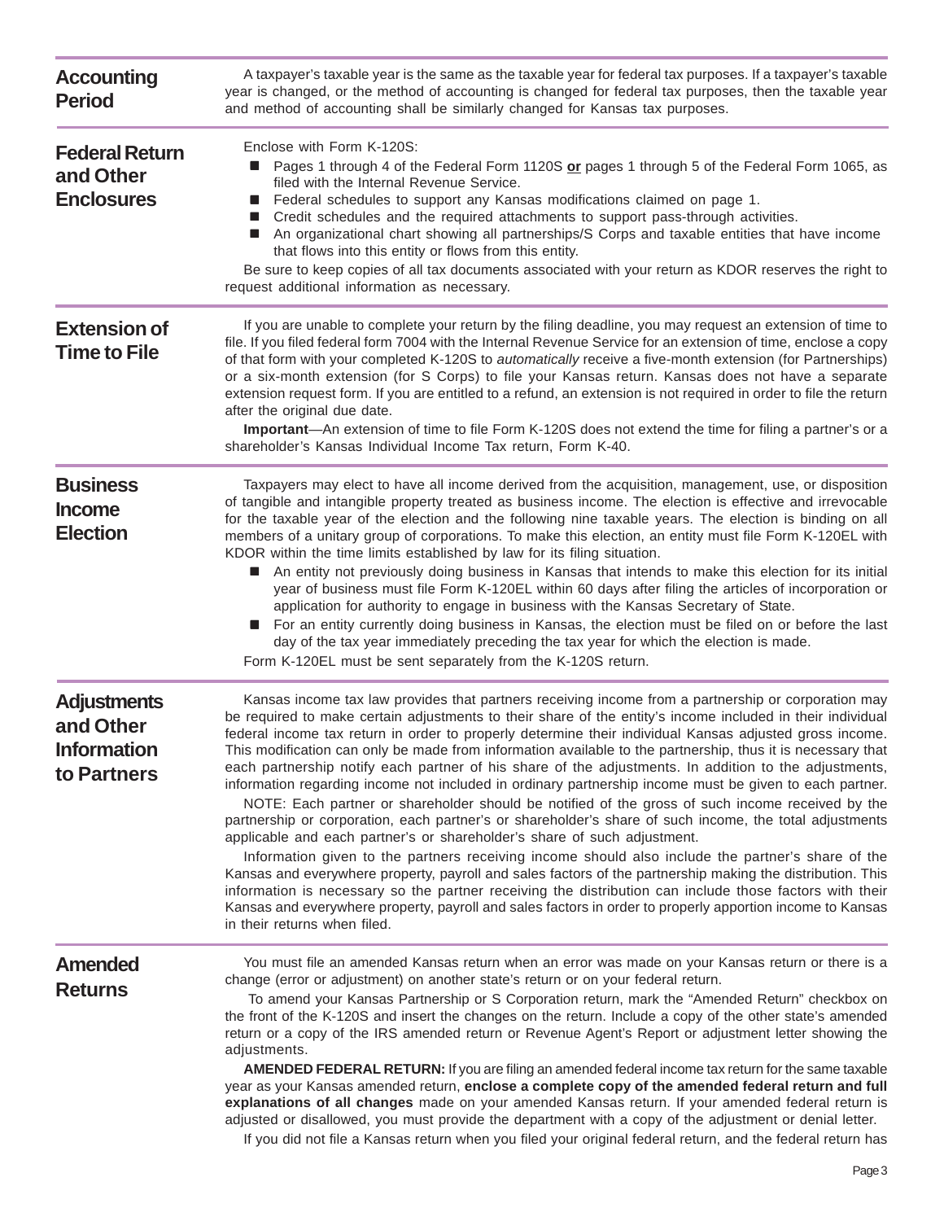## Accounting Period

A taxpayer's taxable year is the same as the taxable year for federal tax purposes. If a taxpayer's taxable year is changed, or the method of accounting is changed for federal tax purposes, then the taxable year and method of accounting shall be similarly changed for Kansas tax purposes.

## Federal Return and Other Enclosures

Enclose with Form K-120S:

- Pages 1 through 4 of the Federal Form 1120S **or** pages 1 through 5 of the Federal Form 1065, as filed with the Internal Revenue Service.
- Federal schedules to support any Kansas modifications claimed on page 1.
- Credit schedules and the required attachments to support pass-through activities.
- An organizational chart showing all partnerships/S Corps and taxable entities that have income that flows into this entity or flows from this entity.

Be sure to keep copies of all tax documents associated with your return as KDOR reserves the right to request additional information as necessary.

## Extension of Time to File

If you are unable to complete your return by the filing deadline, you may request an extension of time to file. If you filed federal form 7004 with the Internal Revenue Service for an extension of time, enclose a copy of that form with your completed K-120S to *automatically* receive a five-month extension (for Partnerships) or a six-month extension (for S Corps) to file your Kansas return. Kansas does not have a separate extension request form. If you are entitled to a refund, an extension is not required in order to file the return after the original due date.

**Important**—An extension of time to file Form K-120S does not extend the time for filing a partner's or a shareholder's Kansas Individual Income Tax return, Form K-40.

## Business Income Election

Taxpayers may elect to have all income derived from the acquisition, management, use, or disposition of tangible and intangible property treated as business income. The election is effective and irrevocable for the taxable year of the election and the following nine taxable years. The election is binding on all members of a unitary group of corporations. To make this election, an entity must file Form K-120EL with KDOR within the time limits established by law for its filing situation.

- An entity not previously doing business in Kansas that intends to make this election for its initial year of business must file Form K-120EL within 60 days after filing the articles of incorporation or application for authority to engage in business with the Kansas Secretary of State.
- For an entity currently doing business in Kansas, the election must be filed on or before the last day of the tax year immediately preceding the tax year for which the election is made.

Form K-120EL must be sent separately from the K-120S return.

## Adjustments and Other Information to Partners

Kansas income tax law provides that partners receiving income from a partnership or corporation may be required to make certain adjustments to their share of the entity's income included in their individual federal income tax return in order to properly determine their individual Kansas adjusted gross income. This modification can only be made from information available to the partnership, thus it is necessary that each partnership notify each partner of his share of the adjustments. In addition to the adjustments, information regarding income not included in ordinary partnership income must be given to each partner.

NOTE: Each partner or shareholder should be notified of the gross of such income received by the partnership or corporation, each partner's or shareholder's share of such income, the total adjustments applicable and each partner's or shareholder's share of such adjustment.

Information given to the partners receiving income should also include the partner's share of the Kansas and everywhere property, payroll and sales factors of the partnership making the distribution. This information is necessary so the partner receiving the distribution can include those factors with their Kansas and everywhere property, payroll and sales factors in order to properly apportion income to Kansas in their returns when filed.

## Amended Returns

You must file an amended Kansas return when an error was made on your Kansas return or there is a change (error or adjustment) on another state's return or on your federal return.

To amend your Kansas Partnership or S Corporation return, mark the "Amended Return" checkbox on the front of the K-120S and insert the changes on the return. Include a copy of the other state's amended return or a copy of the IRS amended return or Revenue Agent's Report or adjustment letter showing the adjustments.

**AMENDED FEDERAL RETURN:** If you are filing an amended federal income tax return for the same taxable year as your Kansas amended return, **enclose a complete copy of the amended federal return and full explanations of all changes** made on your amended Kansas return. If your amended federal return is adjusted or disallowed, you must provide the department with a copy of the adjustment or denial letter.

If you did not file a Kansas return when you filed your original federal return, and the federal return has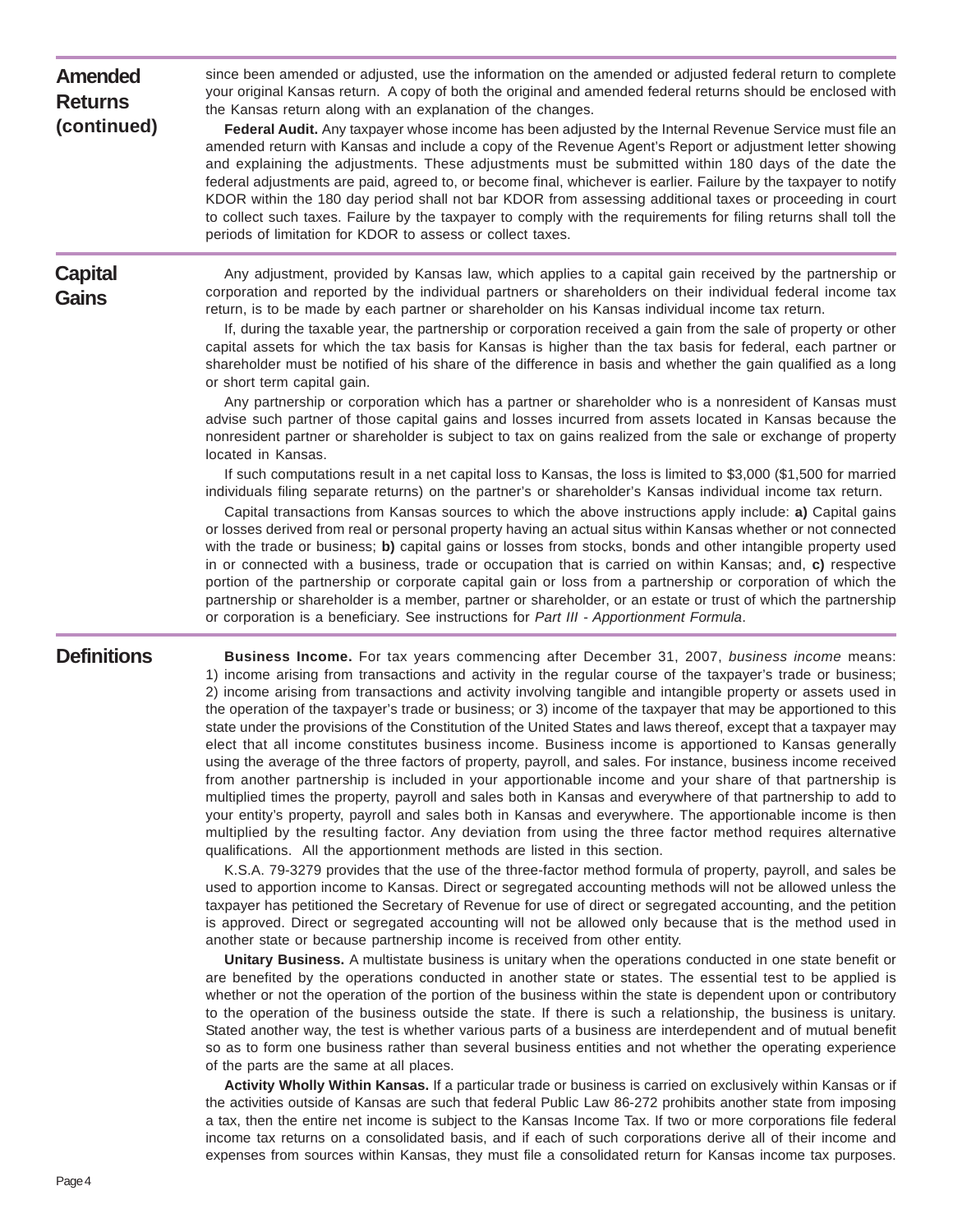## Amended Returns (continued)

since been amended or adjusted, use the information on the amended or adjusted federal return to complete your original Kansas return. A copy of both the original and amended federal returns should be enclosed with the Kansas return along with an explanation of the changes.

**Federal Audit.** Any taxpayer whose income has been adjusted by the Internal Revenue Service must file an amended return with Kansas and include a copy of the Revenue Agent's Report or adjustment letter showing and explaining the adjustments. These adjustments must be submitted within 180 days of the date the federal adjustments are paid, agreed to, or become final, whichever is earlier. Failure by the taxpayer to notify KDOR within the 180 day period shall not bar KDOR from assessing additional taxes or proceeding in court to collect such taxes. Failure by the taxpayer to comply with the requirements for filing returns shall toll the periods of limitation for KDOR to assess or collect taxes.

## Capital Gains

Any adjustment, provided by Kansas law, which applies to a capital gain received by the partnership or corporation and reported by the individual partners or shareholders on their individual federal income tax return, is to be made by each partner or shareholder on his Kansas individual income tax return.

If, during the taxable year, the partnership or corporation received a gain from the sale of property or other capital assets for which the tax basis for Kansas is higher than the tax basis for federal, each partner or shareholder must be notified of his share of the difference in basis and whether the gain qualified as a long or short term capital gain.

Any partnership or corporation which has a partner or shareholder who is a nonresident of Kansas must advise such partner of those capital gains and losses incurred from assets located in Kansas because the nonresident partner or shareholder is subject to tax on gains realized from the sale or exchange of property located in Kansas.

If such computations result in a net capital loss to Kansas, the loss is limited to $3,000 ($1,500 for married individuals filing separate returns) on the partner's or shareholder's Kansas individual income tax return.

Capital transactions from Kansas sources to which the above instructions apply include: **a)** Capital gains or losses derived from real or personal property having an actual situs within Kansas whether or not connected with the trade or business; **b)** capital gains or losses from stocks, bonds and other intangible property used in or connected with a business, trade or occupation that is carried on within Kansas; and, **c)** respective portion of the partnership or corporate capital gain or loss from a partnership or corporation of which the partnership or shareholder is a member, partner or shareholder, or an estate or trust of which the partnership or corporation is a beneficiary. See instructions for *Part III - Apportionment Formula*.

## Definitions

**Business Income.** For tax years commencing after December 31, 2007, *business income* means: 1) income arising from transactions and activity in the regular course of the taxpayer's trade or business; 2) income arising from transactions and activity involving tangible and intangible property or assets used in the operation of the taxpayer's trade or business; or 3) income of the taxpayer that may be apportioned to this state under the provisions of the Constitution of the United States and laws thereof, except that a taxpayer may elect that all income constitutes business income. Business income is apportioned to Kansas generally using the average of the three factors of property, payroll, and sales. For instance, business income received from another partnership is included in your apportionable income and your share of that partnership is multiplied times the property, payroll and sales both in Kansas and everywhere of that partnership to add to your entity's property, payroll and sales both in Kansas and everywhere. The apportionable income is then multiplied by the resulting factor. Any deviation from using the three factor method requires alternative qualifications. All the apportionment methods are listed in this section.

K.S.A. 79-3279 provides that the use of the three-factor method formula of property, payroll, and sales be used to apportion income to Kansas. Direct or segregated accounting methods will not be allowed unless the taxpayer has petitioned the Secretary of Revenue for use of direct or segregated accounting, and the petition is approved. Direct or segregated accounting will not be allowed only because that is the method used in another state or because partnership income is received from other entity.

**Unitary Business.** A multistate business is unitary when the operations conducted in one state benefit or are benefited by the operations conducted in another state or states. The essential test to be applied is whether or not the operation of the portion of the business within the state is dependent upon or contributory to the operation of the business outside the state. If there is such a relationship, the business is unitary. Stated another way, the test is whether various parts of a business are interdependent and of mutual benefit so as to form one business rather than several business entities and not whether the operating experience of the parts are the same at all places.

**Activity Wholly Within Kansas.** If a particular trade or business is carried on exclusively within Kansas or if the activities outside of Kansas are such that federal Public Law 86-272 prohibits another state from imposing a tax, then the entire net income is subject to the Kansas Income Tax. If two or more corporations file federal income tax returns on a consolidated basis, and if each of such corporations derive all of their income and expenses from sources within Kansas, they must file a consolidated return for Kansas income tax purposes.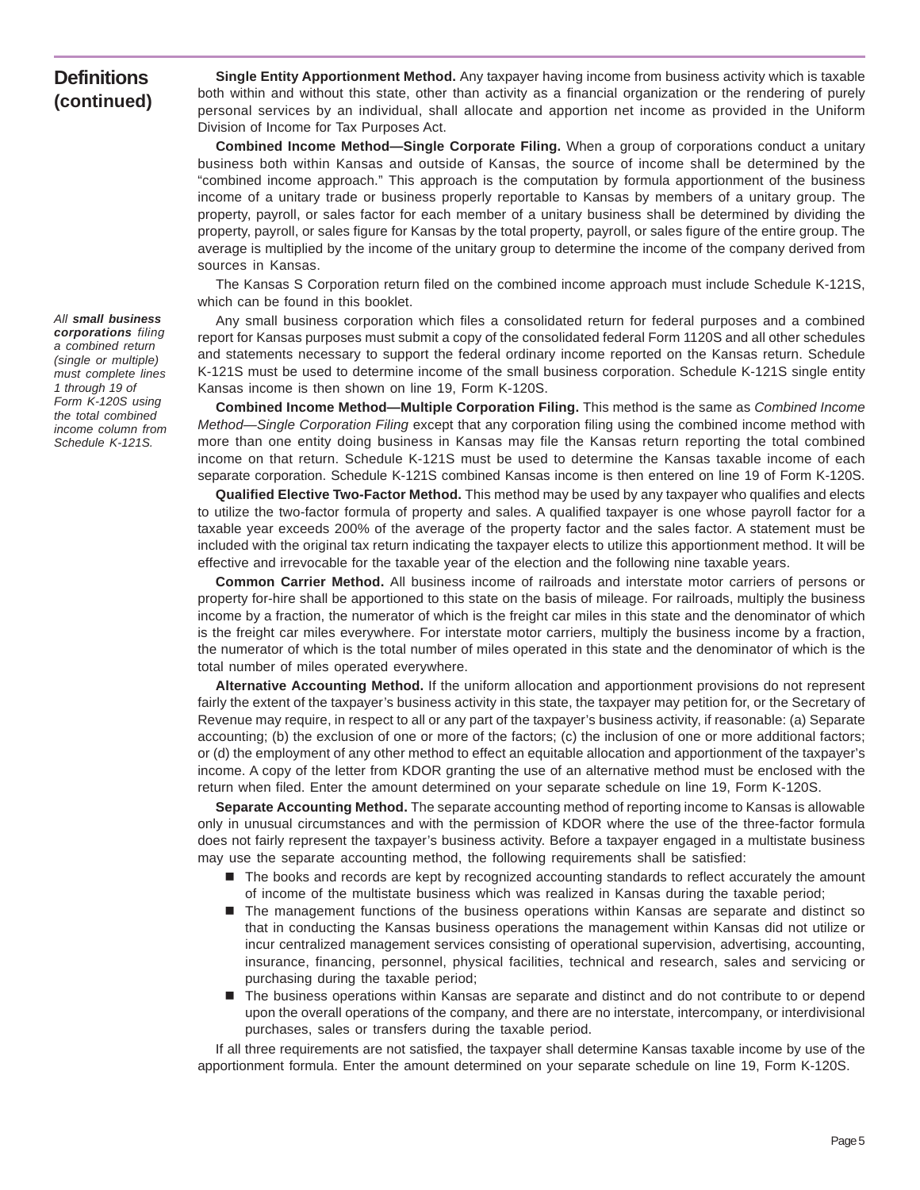## Definitions (continued)

**Single Entity Apportionment Method.** Any taxpayer having income from business activity which is taxable both within and without this state, other than activity as a financial organization or the rendering of purely personal services by an individual, shall allocate and apportion net income as provided in the Uniform Division of Income for Tax Purposes Act.

**Combined Income Method—Single Corporate Filing.** When a group of corporations conduct a unitary business both within Kansas and outside of Kansas, the source of income shall be determined by the "combined income approach." This approach is the computation by formula apportionment of the business income of a unitary trade or business properly reportable to Kansas by members of a unitary group. The property, payroll, or sales factor for each member of a unitary business shall be determined by dividing the property, payroll, or sales figure for Kansas by the total property, payroll, or sales figure of the entire group. The average is multiplied by the income of the unitary group to determine the income of the company derived from sources in Kansas.

The Kansas S Corporation return filed on the combined income approach must include Schedule K-121S, which can be found in this booklet.

*All* ***small business corporations*** *filing a combined return (single or multiple) must complete lines 1 through 19 of Form K-120S using the total combined income column from Schedule K-121S.*

Any small business corporation which files a consolidated return for federal purposes and a combined report for Kansas purposes must submit a copy of the consolidated federal Form 1120S and all other schedules and statements necessary to support the federal ordinary income reported on the Kansas return. Schedule K-121S must be used to determine income of the small business corporation. Schedule K-121S single entity Kansas income is then shown on line 19, Form K-120S.

**Combined Income Method—Multiple Corporation Filing.** This method is the same as *Combined Income Method—Single Corporation Filing* except that any corporation filing using the combined income method with more than one entity doing business in Kansas may file the Kansas return reporting the total combined income on that return. Schedule K-121S must be used to determine the Kansas taxable income of each separate corporation. Schedule K-121S combined Kansas income is then entered on line 19 of Form K-120S.

**Qualified Elective Two-Factor Method.** This method may be used by any taxpayer who qualifies and elects to utilize the two-factor formula of property and sales. A qualified taxpayer is one whose payroll factor for a taxable year exceeds 200% of the average of the property factor and the sales factor. A statement must be included with the original tax return indicating the taxpayer elects to utilize this apportionment method. It will be effective and irrevocable for the taxable year of the election and the following nine taxable years.

**Common Carrier Method.** All business income of railroads and interstate motor carriers of persons or property for-hire shall be apportioned to this state on the basis of mileage. For railroads, multiply the business income by a fraction, the numerator of which is the freight car miles in this state and the denominator of which is the freight car miles everywhere. For interstate motor carriers, multiply the business income by a fraction, the numerator of which is the total number of miles operated in this state and the denominator of which is the total number of miles operated everywhere.

**Alternative Accounting Method.** If the uniform allocation and apportionment provisions do not represent fairly the extent of the taxpayer's business activity in this state, the taxpayer may petition for, or the Secretary of Revenue may require, in respect to all or any part of the taxpayer's business activity, if reasonable: (a) Separate accounting; (b) the exclusion of one or more of the factors; (c) the inclusion of one or more additional factors; or (d) the employment of any other method to effect an equitable allocation and apportionment of the taxpayer's income. A copy of the letter from KDOR granting the use of an alternative method must be enclosed with the return when filed. Enter the amount determined on your separate schedule on line 19, Form K-120S.

**Separate Accounting Method.** The separate accounting method of reporting income to Kansas is allowable only in unusual circumstances and with the permission of KDOR where the use of the three-factor formula does not fairly represent the taxpayer's business activity. Before a taxpayer engaged in a multistate business may use the separate accounting method, the following requirements shall be satisfied:

- The books and records are kept by recognized accounting standards to reflect accurately the amount of income of the multistate business which was realized in Kansas during the taxable period;
- The management functions of the business operations within Kansas are separate and distinct so that in conducting the Kansas business operations the management within Kansas did not utilize or incur centralized management services consisting of operational supervision, advertising, accounting, insurance, financing, personnel, physical facilities, technical and research, sales and servicing or purchasing during the taxable period;
- The business operations within Kansas are separate and distinct and do not contribute to or depend upon the overall operations of the company, and there are no interstate, intercompany, or interdivisional purchases, sales or transfers during the taxable period.

If all three requirements are not satisfied, the taxpayer shall determine Kansas taxable income by use of the apportionment formula. Enter the amount determined on your separate schedule on line 19, Form K-120S.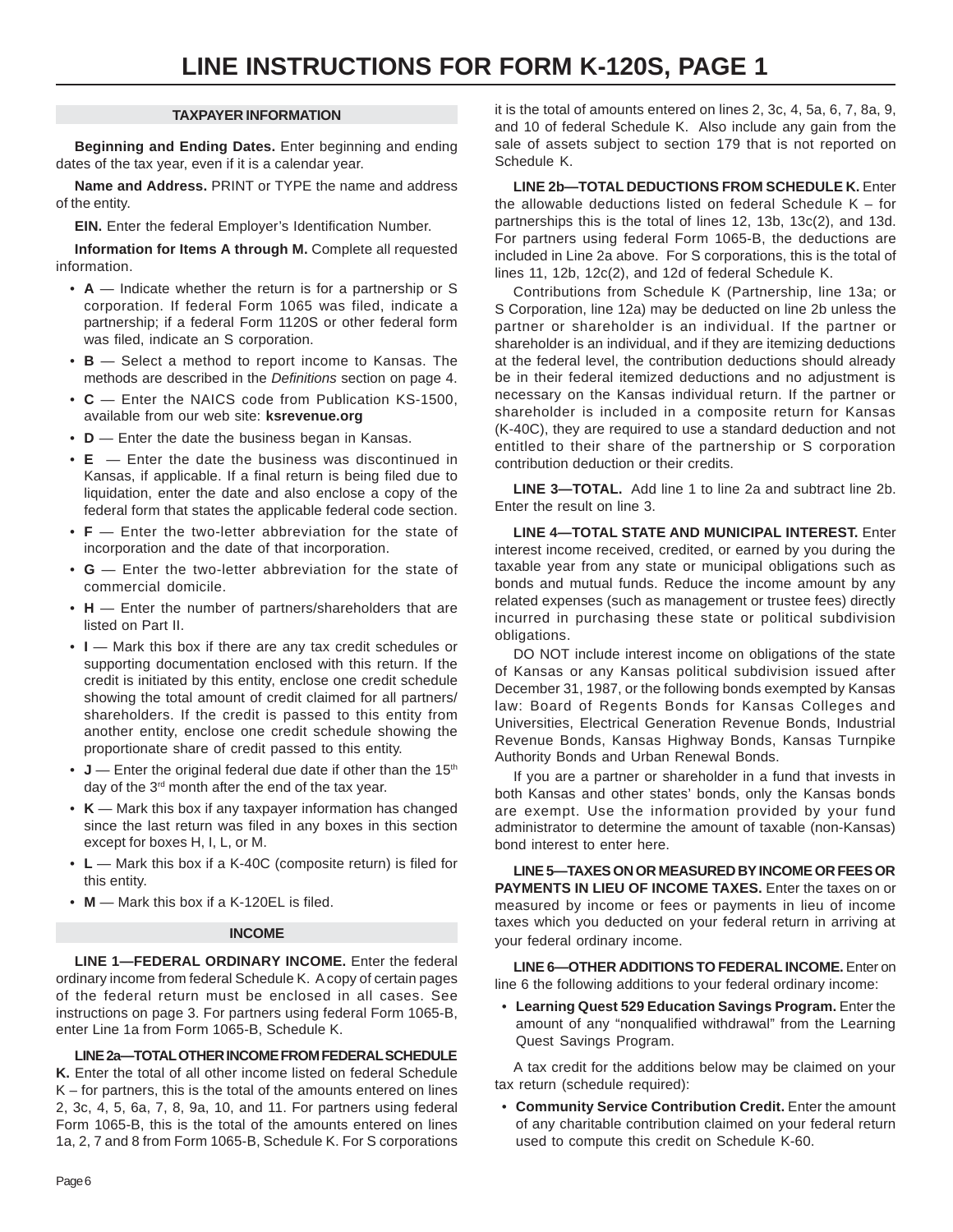# LINE INSTRUCTIONS FOR FORM K-120S, PAGE 1

## TAXPAYER INFORMATION

**Beginning and Ending Dates.** Enter beginning and ending dates of the tax year, even if it is a calendar year.

**Name and Address.** PRINT or TYPE the name and address of the entity.

**EIN.** Enter the federal Employer's Identification Number.

**Information for Items A through M.** Complete all requested information.

- **A** — Indicate whether the return is for a partnership or S corporation. If federal Form 1065 was filed, indicate a partnership; if a federal Form 1120S or other federal form was filed, indicate an S corporation.
- **B** — Select a method to report income to Kansas. The methods are described in the *Definitions* section on page 4.
- **C** — Enter the NAICS code from Publication KS-1500, available from our web site: **ksrevenue.org**
- **D** — Enter the date the business began in Kansas.
- **E** — Enter the date the business was discontinued in Kansas, if applicable. If a final return is being filed due to liquidation, enter the date and also enclose a copy of the federal form that states the applicable federal code section.
- **F** — Enter the two-letter abbreviation for the state of incorporation and the date of that incorporation.
- **G** — Enter the two-letter abbreviation for the state of commercial domicile.
- **H** — Enter the number of partners/shareholders that are listed on Part II.
- **I** — Mark this box if there are any tax credit schedules or supporting documentation enclosed with this return. If the credit is initiated by this entity, enclose one credit schedule showing the total amount of credit claimed for all partners/shareholders. If the credit is passed to this entity from another entity, enclose one credit schedule showing the proportionate share of credit passed to this entity.
- **J** — Enter the original federal due date if other than the 15th day of the 3rd month after the end of the tax year.
- **K** — Mark this box if any taxpayer information has changed since the last return was filed in any boxes in this section except for boxes H, I, L, or M.
- **L** — Mark this box if a K-40C (composite return) is filed for this entity.
- **M** — Mark this box if a K-120EL is filed.

## INCOME

**LINE 1—FEDERAL ORDINARY INCOME.** Enter the federal ordinary income from federal Schedule K. A copy of certain pages of the federal return must be enclosed in all cases. See instructions on page 3. For partners using federal Form 1065-B, enter Line 1a from Form 1065-B, Schedule K.

**LINE 2a—TOTAL OTHER INCOME FROM FEDERAL SCHEDULE K.** Enter the total of all other income listed on federal Schedule K – for partners, this is the total of the amounts entered on lines 2, 3c, 4, 5, 6a, 7, 8, 9a, 10, and 11. For partners using federal Form 1065-B, this is the total of the amounts entered on lines 1a, 2, 7 and 8 from Form 1065-B, Schedule K. For S corporations it is the total of amounts entered on lines 2, 3c, 4, 5a, 6, 7, 8a, 9, and 10 of federal Schedule K. Also include any gain from the sale of assets subject to section 179 that is not reported on Schedule K.

**LINE 2b—TOTAL DEDUCTIONS FROM SCHEDULE K.** Enter the allowable deductions listed on federal Schedule K – for partnerships this is the total of lines 12, 13b, 13c(2), and 13d. For partners using federal Form 1065-B, the deductions are included in Line 2a above. For S corporations, this is the total of lines 11, 12b, 12c(2), and 12d of federal Schedule K.

Contributions from Schedule K (Partnership, line 13a; or S Corporation, line 12a) may be deducted on line 2b unless the partner or shareholder is an individual. If the partner or shareholder is an individual, and if they are itemizing deductions at the federal level, the contribution deductions should already be in their federal itemized deductions and no adjustment is necessary on the Kansas individual return. If the partner or shareholder is included in a composite return for Kansas (K-40C), they are required to use a standard deduction and not entitled to their share of the partnership or S corporation contribution deduction or their credits.

**LINE 3—TOTAL.** Add line 1 to line 2a and subtract line 2b. Enter the result on line 3.

**LINE 4—TOTAL STATE AND MUNICIPAL INTEREST.** Enter interest income received, credited, or earned by you during the taxable year from any state or municipal obligations such as bonds and mutual funds. Reduce the income amount by any related expenses (such as management or trustee fees) directly incurred in purchasing these state or political subdivision obligations.

DO NOT include interest income on obligations of the state of Kansas or any Kansas political subdivision issued after December 31, 1987, or the following bonds exempted by Kansas law: Board of Regents Bonds for Kansas Colleges and Universities, Electrical Generation Revenue Bonds, Industrial Revenue Bonds, Kansas Highway Bonds, Kansas Turnpike Authority Bonds and Urban Renewal Bonds.

If you are a partner or shareholder in a fund that invests in both Kansas and other states' bonds, only the Kansas bonds are exempt. Use the information provided by your fund administrator to determine the amount of taxable (non-Kansas) bond interest to enter here.

**LINE 5—TAXES ON OR MEASURED BY INCOME OR FEES OR PAYMENTS IN LIEU OF INCOME TAXES.** Enter the taxes on or measured by income or fees or payments in lieu of income taxes which you deducted on your federal return in arriving at your federal ordinary income.

**LINE 6—OTHER ADDITIONS TO FEDERAL INCOME.** Enter on line 6 the following additions to your federal ordinary income:

- **Learning Quest 529 Education Savings Program.** Enter the amount of any "nonqualified withdrawal" from the Learning Quest Savings Program.

A tax credit for the additions below may be claimed on your tax return (schedule required):

- **Community Service Contribution Credit.** Enter the amount of any charitable contribution claimed on your federal return used to compute this credit on Schedule K-60.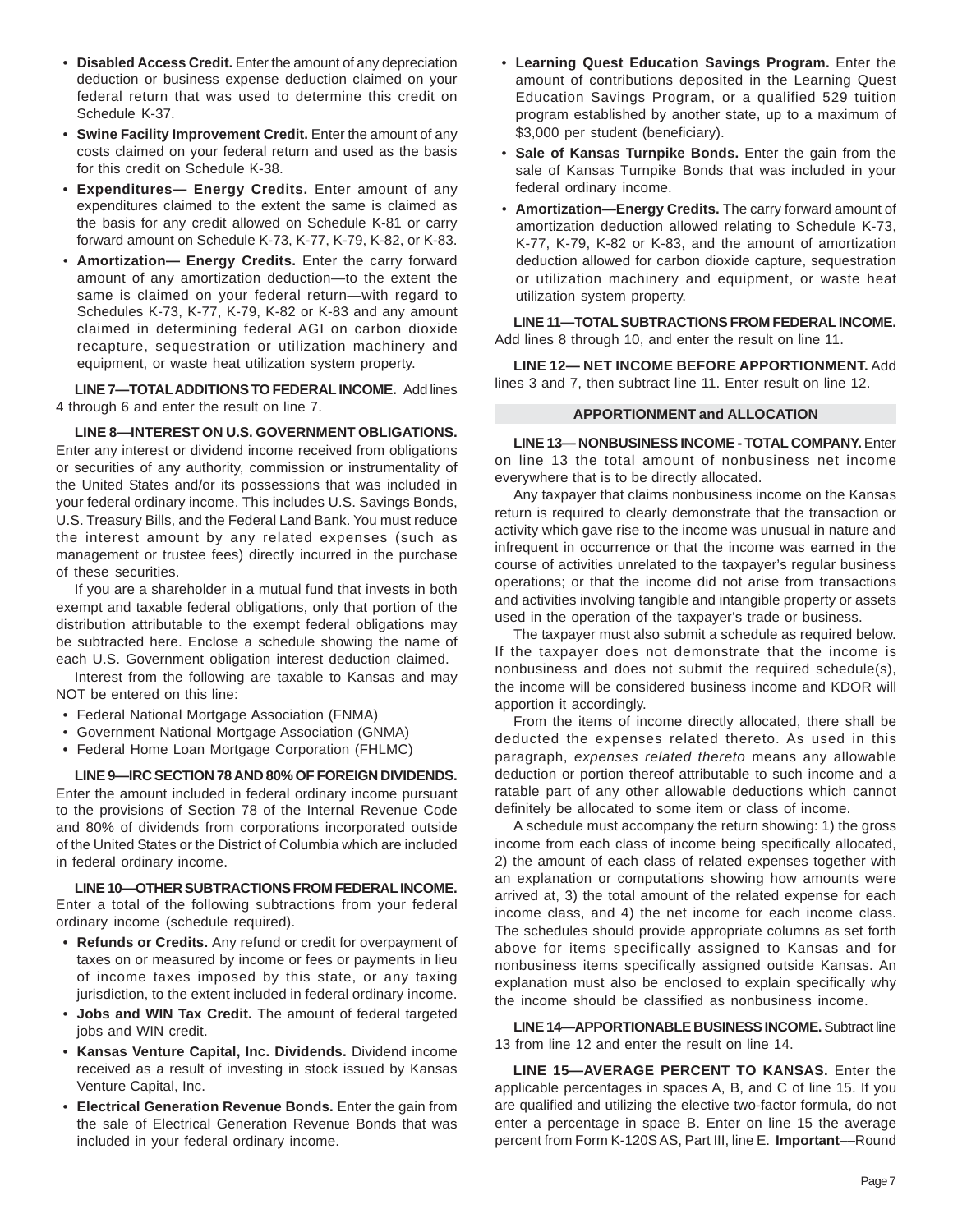- **Disabled Access Credit.** Enter the amount of any depreciation deduction or business expense deduction claimed on your federal return that was used to determine this credit on Schedule K-37.
- **Swine Facility Improvement Credit.** Enter the amount of any costs claimed on your federal return and used as the basis for this credit on Schedule K-38.
- **Expenditures— Energy Credits.** Enter amount of any expenditures claimed to the extent the same is claimed as the basis for any credit allowed on Schedule K-81 or carry forward amount on Schedule K-73, K-77, K-79, K-82, or K-83.
- **Amortization— Energy Credits.** Enter the carry forward amount of any amortization deduction—to the extent the same is claimed on your federal return—with regard to Schedules K-73, K-77, K-79, K-82 or K-83 and any amount claimed in determining federal AGI on carbon dioxide recapture, sequestration or utilization machinery and equipment, or waste heat utilization system property.

**LINE 7—TOTAL ADDITIONS TO FEDERAL INCOME.** Add lines 4 through 6 and enter the result on line 7.

**LINE 8—INTEREST ON U.S. GOVERNMENT OBLIGATIONS.** Enter any interest or dividend income received from obligations or securities of any authority, commission or instrumentality of the United States and/or its possessions that was included in your federal ordinary income. This includes U.S. Savings Bonds, U.S. Treasury Bills, and the Federal Land Bank. You must reduce the interest amount by any related expenses (such as management or trustee fees) directly incurred in the purchase of these securities.

If you are a shareholder in a mutual fund that invests in both exempt and taxable federal obligations, only that portion of the distribution attributable to the exempt federal obligations may be subtracted here. Enclose a schedule showing the name of each U.S. Government obligation interest deduction claimed.

Interest from the following are taxable to Kansas and may NOT be entered on this line:

- Federal National Mortgage Association (FNMA)
- Government National Mortgage Association (GNMA)
- Federal Home Loan Mortgage Corporation (FHLMC)

**LINE 9—IRC SECTION 78 AND 80% OF FOREIGN DIVIDENDS.** Enter the amount included in federal ordinary income pursuant to the provisions of Section 78 of the Internal Revenue Code and 80% of dividends from corporations incorporated outside of the United States or the District of Columbia which are included in federal ordinary income.

**LINE 10—OTHER SUBTRACTIONS FROM FEDERAL INCOME.** Enter a total of the following subtractions from your federal ordinary income (schedule required).

- **Refunds or Credits.** Any refund or credit for overpayment of taxes on or measured by income or fees or payments in lieu of income taxes imposed by this state, or any taxing jurisdiction, to the extent included in federal ordinary income.
- **Jobs and WIN Tax Credit.** The amount of federal targeted jobs and WIN credit.
- **Kansas Venture Capital, Inc. Dividends.** Dividend income received as a result of investing in stock issued by Kansas Venture Capital, Inc.
- **Electrical Generation Revenue Bonds.** Enter the gain from the sale of Electrical Generation Revenue Bonds that was included in your federal ordinary income.
- **Learning Quest Education Savings Program.** Enter the amount of contributions deposited in the Learning Quest Education Savings Program, or a qualified 529 tuition program established by another state, up to a maximum of $3,000 per student (beneficiary).
- **Sale of Kansas Turnpike Bonds.** Enter the gain from the sale of Kansas Turnpike Bonds that was included in your federal ordinary income.
- **Amortization—Energy Credits.** The carry forward amount of amortization deduction allowed relating to Schedule K-73, K-77, K-79, K-82 or K-83, and the amount of amortization deduction allowed for carbon dioxide capture, sequestration or utilization machinery and equipment, or waste heat utilization system property.

**LINE 11—TOTAL SUBTRACTIONS FROM FEDERAL INCOME.** Add lines 8 through 10, and enter the result on line 11.

**LINE 12— NET INCOME BEFORE APPORTIONMENT.** Add lines 3 and 7, then subtract line 11. Enter result on line 12.

## APPORTIONMENT and ALLOCATION

**LINE 13— NONBUSINESS INCOME - TOTAL COMPANY.** Enter on line 13 the total amount of nonbusiness net income everywhere that is to be directly allocated.

Any taxpayer that claims nonbusiness income on the Kansas return is required to clearly demonstrate that the transaction or activity which gave rise to the income was unusual in nature and infrequent in occurrence or that the income was earned in the course of activities unrelated to the taxpayer's regular business operations; or that the income did not arise from transactions and activities involving tangible and intangible property or assets used in the operation of the taxpayer's trade or business.

The taxpayer must also submit a schedule as required below. If the taxpayer does not demonstrate that the income is nonbusiness and does not submit the required schedule(s), the income will be considered business income and KDOR will apportion it accordingly.

From the items of income directly allocated, there shall be deducted the expenses related thereto. As used in this paragraph, *expenses related thereto* means any allowable deduction or portion thereof attributable to such income and a ratable part of any other allowable deductions which cannot definitely be allocated to some item or class of income.

A schedule must accompany the return showing: 1) the gross income from each class of income being specifically allocated, 2) the amount of each class of related expenses together with an explanation or computations showing how amounts were arrived at, 3) the total amount of the related expense for each income class, and 4) the net income for each income class. The schedules should provide appropriate columns as set forth above for items specifically assigned to Kansas and for nonbusiness items specifically assigned outside Kansas. An explanation must also be enclosed to explain specifically why the income should be classified as nonbusiness income.

**LINE 14—APPORTIONABLE BUSINESS INCOME.** Subtract line 13 from line 12 and enter the result on line 14.

**LINE 15—AVERAGE PERCENT TO KANSAS.** Enter the applicable percentages in spaces A, B, and C of line 15. If you are qualified and utilizing the elective two-factor formula, do not enter a percentage in space B. Enter on line 15 the average percent from Form K-120S AS, Part III, line E. **Important**—Round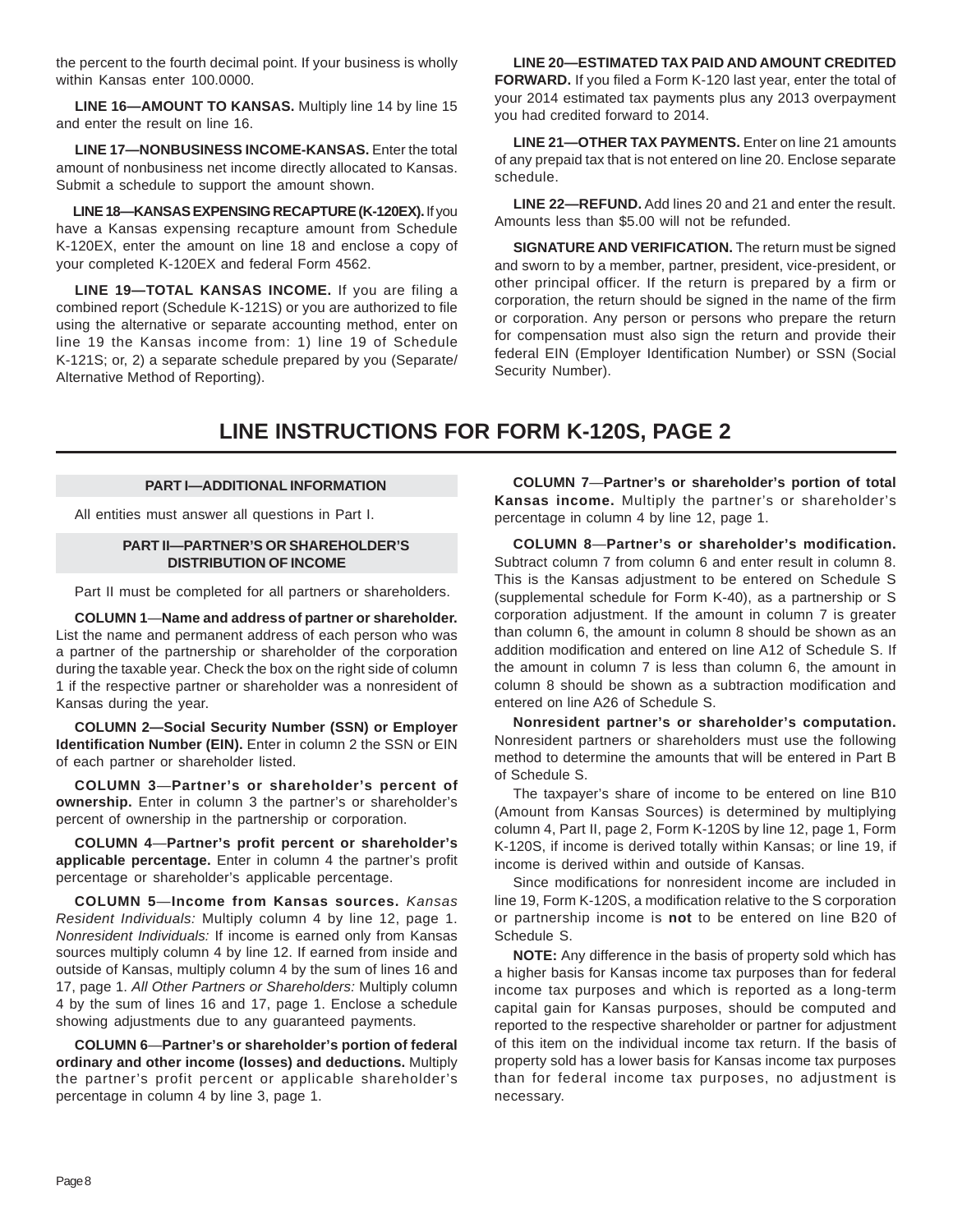the percent to the fourth decimal point. If your business is wholly within Kansas enter 100.0000.

**LINE 16—AMOUNT TO KANSAS.** Multiply line 14 by line 15 and enter the result on line 16.

**LINE 17—NONBUSINESS INCOME-KANSAS.** Enter the total amount of nonbusiness net income directly allocated to Kansas. Submit a schedule to support the amount shown.

**LINE 18—KANSAS EXPENSING RECAPTURE (K-120EX).** If you have a Kansas expensing recapture amount from Schedule K-120EX, enter the amount on line 18 and enclose a copy of your completed K-120EX and federal Form 4562.

**LINE 19—TOTAL KANSAS INCOME.** If you are filing a combined report (Schedule K-121S) or you are authorized to file using the alternative or separate accounting method, enter on line 19 the Kansas income from: 1) line 19 of Schedule K-121S; or, 2) a separate schedule prepared by you (Separate/ Alternative Method of Reporting).

**LINE 20—ESTIMATED TAX PAID AND AMOUNT CREDITED FORWARD.** If you filed a Form K-120 last year, enter the total of your 2014 estimated tax payments plus any 2013 overpayment you had credited forward to 2014.

**LINE 21—OTHER TAX PAYMENTS.** Enter on line 21 amounts of any prepaid tax that is not entered on line 20. Enclose separate schedule.

**LINE 22—REFUND.** Add lines 20 and 21 and enter the result. Amounts less than $5.00 will not be refunded.

**SIGNATURE AND VERIFICATION.** The return must be signed and sworn to by a member, partner, president, vice-president, or other principal officer. If the return is prepared by a firm or corporation, the return should be signed in the name of the firm or corporation. Any person or persons who prepare the return for compensation must also sign the return and provide their federal EIN (Employer Identification Number) or SSN (Social Security Number).

# LINE INSTRUCTIONS FOR FORM K-120S, PAGE 2

### PART I—ADDITIONAL INFORMATION

All entities must answer all questions in Part I.

### PART II—PARTNER'S OR SHAREHOLDER'S DISTRIBUTION OF INCOME

Part II must be completed for all partners or shareholders.

**COLUMN 1—Name and address of partner or shareholder.** List the name and permanent address of each person who was a partner of the partnership or shareholder of the corporation during the taxable year. Check the box on the right side of column 1 if the respective partner or shareholder was a nonresident of Kansas during the year.

**COLUMN 2—Social Security Number (SSN) or Employer Identification Number (EIN).** Enter in column 2 the SSN or EIN of each partner or shareholder listed.

**COLUMN 3—Partner's or shareholder's percent of ownership.** Enter in column 3 the partner's or shareholder's percent of ownership in the partnership or corporation.

**COLUMN 4—Partner's profit percent or shareholder's applicable percentage.** Enter in column 4 the partner's profit percentage or shareholder's applicable percentage.

**COLUMN 5—Income from Kansas sources.** *Kansas Resident Individuals:* Multiply column 4 by line 12, page 1. *Nonresident Individuals:* If income is earned only from Kansas sources multiply column 4 by line 12. If earned from inside and outside of Kansas, multiply column 4 by the sum of lines 16 and 17, page 1. *All Other Partners or Shareholders:* Multiply column 4 by the sum of lines 16 and 17, page 1. Enclose a schedule showing adjustments due to any guaranteed payments.

**COLUMN 6—Partner's or shareholder's portion of federal ordinary and other income (losses) and deductions.** Multiply the partner's profit percent or applicable shareholder's percentage in column 4 by line 3, page 1.

**COLUMN 7—Partner's or shareholder's portion of total Kansas income.** Multiply the partner's or shareholder's percentage in column 4 by line 12, page 1.

**COLUMN 8—Partner's or shareholder's modification.** Subtract column 7 from column 6 and enter result in column 8. This is the Kansas adjustment to be entered on Schedule S (supplemental schedule for Form K-40), as a partnership or S corporation adjustment. If the amount in column 7 is greater than column 6, the amount in column 8 should be shown as an addition modification and entered on line A12 of Schedule S. If the amount in column 7 is less than column 6, the amount in column 8 should be shown as a subtraction modification and entered on line A26 of Schedule S.

**Nonresident partner's or shareholder's computation.** Nonresident partners or shareholders must use the following method to determine the amounts that will be entered in Part B of Schedule S.

The taxpayer's share of income to be entered on line B10 (Amount from Kansas Sources) is determined by multiplying column 4, Part II, page 2, Form K-120S by line 12, page 1, Form K-120S, if income is derived totally within Kansas; or line 19, if income is derived within and outside of Kansas.

Since modifications for nonresident income are included in line 19, Form K-120S, a modification relative to the S corporation or partnership income is **not** to be entered on line B20 of Schedule S.

**NOTE:** Any difference in the basis of property sold which has a higher basis for Kansas income tax purposes than for federal income tax purposes and which is reported as a long-term capital gain for Kansas purposes, should be computed and reported to the respective shareholder or partner for adjustment of this item on the individual income tax return. If the basis of property sold has a lower basis for Kansas income tax purposes than for federal income tax purposes, no adjustment is necessary.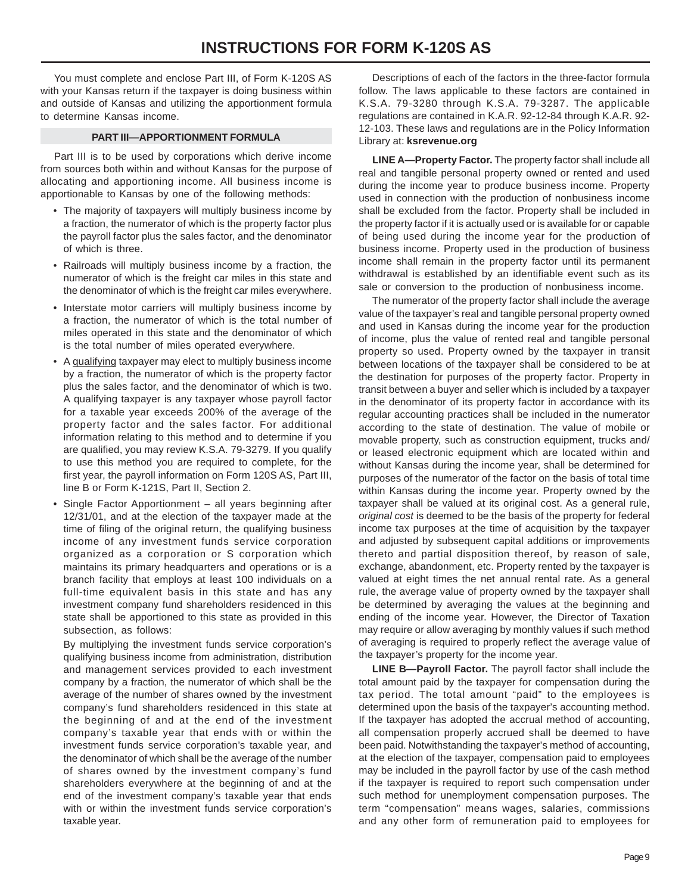# INSTRUCTIONS FOR FORM K-120S AS

You must complete and enclose Part III, of Form K-120S AS with your Kansas return if the taxpayer is doing business within and outside of Kansas and utilizing the apportionment formula to determine Kansas income.

## PART III—APPORTIONMENT FORMULA

Part III is to be used by corporations which derive income from sources both within and without Kansas for the purpose of allocating and apportioning income. All business income is apportionable to Kansas by one of the following methods:

- The majority of taxpayers will multiply business income by a fraction, the numerator of which is the property factor plus the payroll factor plus the sales factor, and the denominator of which is three.
- Railroads will multiply business income by a fraction, the numerator of which is the freight car miles in this state and the denominator of which is the freight car miles everywhere.
- Interstate motor carriers will multiply business income by a fraction, the numerator of which is the total number of miles operated in this state and the denominator of which is the total number of miles operated everywhere.
- A qualifying taxpayer may elect to multiply business income by a fraction, the numerator of which is the property factor plus the sales factor, and the denominator of which is two. A qualifying taxpayer is any taxpayer whose payroll factor for a taxable year exceeds 200% of the average of the property factor and the sales factor. For additional information relating to this method and to determine if you are qualified, you may review K.S.A. 79-3279. If you qualify to use this method you are required to complete, for the first year, the payroll information on Form 120S AS, Part III, line B or Form K-121S, Part II, Section 2.
- Single Factor Apportionment – all years beginning after 12/31/01, and at the election of the taxpayer made at the time of filing of the original return, the qualifying business income of any investment funds service corporation organized as a corporation or S corporation which maintains its primary headquarters and operations or is a branch facility that employs at least 100 individuals on a full-time equivalent basis in this state and has any investment company fund shareholders residenced in this state shall be apportioned to this state as provided in this subsection, as follows:

  By multiplying the investment funds service corporation's qualifying business income from administration, distribution and management services provided to each investment company by a fraction, the numerator of which shall be the average of the number of shares owned by the investment company's fund shareholders residenced in this state at the beginning of and at the end of the investment company's taxable year that ends with or within the investment funds service corporation's taxable year, and the denominator of which shall be the average of the number of shares owned by the investment company's fund shareholders everywhere at the beginning of and at the end of the investment company's taxable year that ends with or within the investment funds service corporation's taxable year.

Descriptions of each of the factors in the three-factor formula follow. The laws applicable to these factors are contained in K.S.A. 79-3280 through K.S.A. 79-3287. The applicable regulations are contained in K.A.R. 92-12-84 through K.A.R. 92-12-103. These laws and regulations are in the Policy Information Library at: **ksrevenue.org**

**LINE A—Property Factor.** The property factor shall include all real and tangible personal property owned or rented and used during the income year to produce business income. Property used in connection with the production of nonbusiness income shall be excluded from the factor. Property shall be included in the property factor if it is actually used or is available for or capable of being used during the income year for the production of business income. Property used in the production of business income shall remain in the property factor until its permanent withdrawal is established by an identifiable event such as its sale or conversion to the production of nonbusiness income.

The numerator of the property factor shall include the average value of the taxpayer's real and tangible personal property owned and used in Kansas during the income year for the production of income, plus the value of rented real and tangible personal property so used. Property owned by the taxpayer in transit between locations of the taxpayer shall be considered to be at the destination for purposes of the property factor. Property in transit between a buyer and seller which is included by a taxpayer in the denominator of its property factor in accordance with its regular accounting practices shall be included in the numerator according to the state of destination. The value of mobile or movable property, such as construction equipment, trucks and/or leased electronic equipment which are located within and without Kansas during the income year, shall be determined for purposes of the numerator of the factor on the basis of total time within Kansas during the income year. Property owned by the taxpayer shall be valued at its original cost. As a general rule, *original cost* is deemed to be the basis of the property for federal income tax purposes at the time of acquisition by the taxpayer and adjusted by subsequent capital additions or improvements thereto and partial disposition thereof, by reason of sale, exchange, abandonment, etc. Property rented by the taxpayer is valued at eight times the net annual rental rate. As a general rule, the average value of property owned by the taxpayer shall be determined by averaging the values at the beginning and ending of the income year. However, the Director of Taxation may require or allow averaging by monthly values if such method of averaging is required to properly reflect the average value of the taxpayer's property for the income year.

**LINE B—Payroll Factor.** The payroll factor shall include the total amount paid by the taxpayer for compensation during the tax period. The total amount "paid" to the employees is determined upon the basis of the taxpayer's accounting method. If the taxpayer has adopted the accrual method of accounting, all compensation properly accrued shall be deemed to have been paid. Notwithstanding the taxpayer's method of accounting, at the election of the taxpayer, compensation paid to employees may be included in the payroll factor by use of the cash method if the taxpayer is required to report such compensation under such method for unemployment compensation purposes. The term "compensation" means wages, salaries, commissions and any other form of remuneration paid to employees for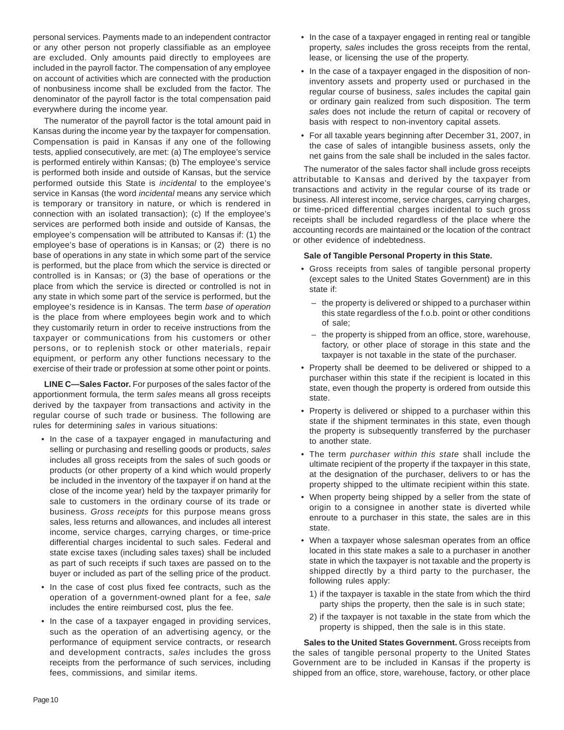personal services. Payments made to an independent contractor or any other person not properly classifiable as an employee are excluded. Only amounts paid directly to employees are included in the payroll factor. The compensation of any employee on account of activities which are connected with the production of nonbusiness income shall be excluded from the factor. The denominator of the payroll factor is the total compensation paid everywhere during the income year.

The numerator of the payroll factor is the total amount paid in Kansas during the income year by the taxpayer for compensation. Compensation is paid in Kansas if any one of the following tests, applied consecutively, are met: (a) The employee's service is performed entirely within Kansas; (b) The employee's service is performed both inside and outside of Kansas, but the service performed outside this State is *incidental* to the employee's service in Kansas (the word *incidental* means any service which is temporary or transitory in nature, or which is rendered in connection with an isolated transaction); (c) If the employee's services are performed both inside and outside of Kansas, the employee's compensation will be attributed to Kansas if: (1) the employee's base of operations is in Kansas; or (2) there is no base of operations in any state in which some part of the service is performed, but the place from which the service is directed or controlled is in Kansas; or (3) the base of operations or the place from which the service is directed or controlled is not in any state in which some part of the service is performed, but the employee's residence is in Kansas. The term *base of operation* is the place from where employees begin work and to which they customarily return in order to receive instructions from the taxpayer or communications from his customers or other persons, or to replenish stock or other materials, repair equipment, or perform any other functions necessary to the exercise of their trade or profession at some other point or points.

**LINE C—Sales Factor.** For purposes of the sales factor of the apportionment formula, the term *sales* means all gross receipts derived by the taxpayer from transactions and activity in the regular course of such trade or business. The following are rules for determining *sales* in various situations:

- In the case of a taxpayer engaged in manufacturing and selling or purchasing and reselling goods or products, *sales* includes all gross receipts from the sales of such goods or products (or other property of a kind which would properly be included in the inventory of the taxpayer if on hand at the close of the income year) held by the taxpayer primarily for sale to customers in the ordinary course of its trade or business. *Gross receipts* for this purpose means gross sales, less returns and allowances, and includes all interest income, service charges, carrying charges, or time-price differential charges incidental to such sales. Federal and state excise taxes (including sales taxes) shall be included as part of such receipts if such taxes are passed on to the buyer or included as part of the selling price of the product.
- In the case of cost plus fixed fee contracts, such as the operation of a government-owned plant for a fee, *sale* includes the entire reimbursed cost, plus the fee.
- In the case of a taxpayer engaged in providing services, such as the operation of an advertising agency, or the performance of equipment service contracts, or research and development contracts, *sales* includes the gross receipts from the performance of such services, including fees, commissions, and similar items.
- In the case of a taxpayer engaged in renting real or tangible property, *sales* includes the gross receipts from the rental, lease, or licensing the use of the property.
- In the case of a taxpayer engaged in the disposition of non-inventory assets and property used or purchased in the regular course of business, *sales* includes the capital gain or ordinary gain realized from such disposition. The term *sales* does not include the return of capital or recovery of basis with respect to non-inventory capital assets.
- For all taxable years beginning after December 31, 2007, in the case of sales of intangible business assets, only the net gains from the sale shall be included in the sales factor.

The numerator of the sales factor shall include gross receipts attributable to Kansas and derived by the taxpayer from transactions and activity in the regular course of its trade or business. All interest income, service charges, carrying charges, or time-priced differential charges incidental to such gross receipts shall be included regardless of the place where the accounting records are maintained or the location of the contract or other evidence of indebtedness.

**Sale of Tangible Personal Property in this State.**

- Gross receipts from sales of tangible personal property (except sales to the United States Government) are in this state if:
  - the property is delivered or shipped to a purchaser within this state regardless of the f.o.b. point or other conditions of sale;
  - the property is shipped from an office, store, warehouse, factory, or other place of storage in this state and the taxpayer is not taxable in the state of the purchaser.
- Property shall be deemed to be delivered or shipped to a purchaser within this state if the recipient is located in this state, even though the property is ordered from outside this state.
- Property is delivered or shipped to a purchaser within this state if the shipment terminates in this state, even though the property is subsequently transferred by the purchaser to another state.
- The term *purchaser within this state* shall include the ultimate recipient of the property if the taxpayer in this state, at the designation of the purchaser, delivers to or has the property shipped to the ultimate recipient within this state.
- When property being shipped by a seller from the state of origin to a consignee in another state is diverted while enroute to a purchaser in this state, the sales are in this state.
- When a taxpayer whose salesman operates from an office located in this state makes a sale to a purchaser in another state in which the taxpayer is not taxable and the property is shipped directly by a third party to the purchaser, the following rules apply:
  1) if the taxpayer is taxable in the state from which the third party ships the property, then the sale is in such state;
  2) if the taxpayer is not taxable in the state from which the property is shipped, then the sale is in this state.

**Sales to the United States Government.** Gross receipts from the sales of tangible personal property to the United States Government are to be included in Kansas if the property is shipped from an office, store, warehouse, factory, or other place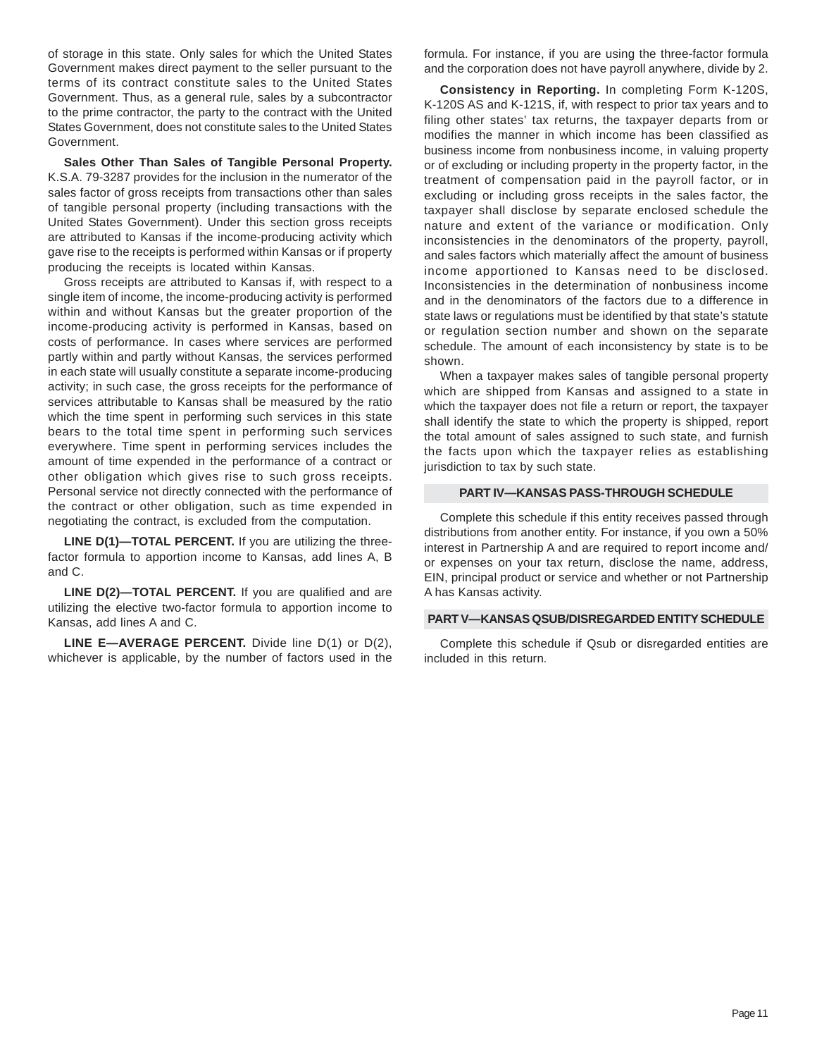of storage in this state. Only sales for which the United States Government makes direct payment to the seller pursuant to the terms of its contract constitute sales to the United States Government. Thus, as a general rule, sales by a subcontractor to the prime contractor, the party to the contract with the United States Government, does not constitute sales to the United States Government.

**Sales Other Than Sales of Tangible Personal Property.** K.S.A. 79-3287 provides for the inclusion in the numerator of the sales factor of gross receipts from transactions other than sales of tangible personal property (including transactions with the United States Government). Under this section gross receipts are attributed to Kansas if the income-producing activity which gave rise to the receipts is performed within Kansas or if property producing the receipts is located within Kansas.

Gross receipts are attributed to Kansas if, with respect to a single item of income, the income-producing activity is performed within and without Kansas but the greater proportion of the income-producing activity is performed in Kansas, based on costs of performance. In cases where services are performed partly within and partly without Kansas, the services performed in each state will usually constitute a separate income-producing activity; in such case, the gross receipts for the performance of services attributable to Kansas shall be measured by the ratio which the time spent in performing such services in this state bears to the total time spent in performing such services everywhere. Time spent in performing services includes the amount of time expended in the performance of a contract or other obligation which gives rise to such gross receipts. Personal service not directly connected with the performance of the contract or other obligation, such as time expended in negotiating the contract, is excluded from the computation.

**LINE D(1)—TOTAL PERCENT.** If you are utilizing the three-factor formula to apportion income to Kansas, add lines A, B and C.

**LINE D(2)—TOTAL PERCENT.** If you are qualified and are utilizing the elective two-factor formula to apportion income to Kansas, add lines A and C.

**LINE E—AVERAGE PERCENT.** Divide line D(1) or D(2), whichever is applicable, by the number of factors used in the formula. For instance, if you are using the three-factor formula and the corporation does not have payroll anywhere, divide by 2.

**Consistency in Reporting.** In completing Form K-120S, K-120S AS and K-121S, if, with respect to prior tax years and to filing other states' tax returns, the taxpayer departs from or modifies the manner in which income has been classified as business income from nonbusiness income, in valuing property or of excluding or including property in the property factor, in the treatment of compensation paid in the payroll factor, or in excluding or including gross receipts in the sales factor, the taxpayer shall disclose by separate enclosed schedule the nature and extent of the variance or modification. Only inconsistencies in the denominators of the property, payroll, and sales factors which materially affect the amount of business income apportioned to Kansas need to be disclosed. Inconsistencies in the determination of nonbusiness income and in the denominators of the factors due to a difference in state laws or regulations must be identified by that state's statute or regulation section number and shown on the separate schedule. The amount of each inconsistency by state is to be shown.

When a taxpayer makes sales of tangible personal property which are shipped from Kansas and assigned to a state in which the taxpayer does not file a return or report, the taxpayer shall identify the state to which the property is shipped, report the total amount of sales assigned to such state, and furnish the facts upon which the taxpayer relies as establishing jurisdiction to tax by such state.

## PART IV—KANSAS PASS-THROUGH SCHEDULE

Complete this schedule if this entity receives passed through distributions from another entity. For instance, if you own a 50% interest in Partnership A and are required to report income and/or expenses on your tax return, disclose the name, address, EIN, principal product or service and whether or not Partnership A has Kansas activity.

## PART V—KANSAS QSUB/DISREGARDED ENTITY SCHEDULE

Complete this schedule if Qsub or disregarded entities are included in this return.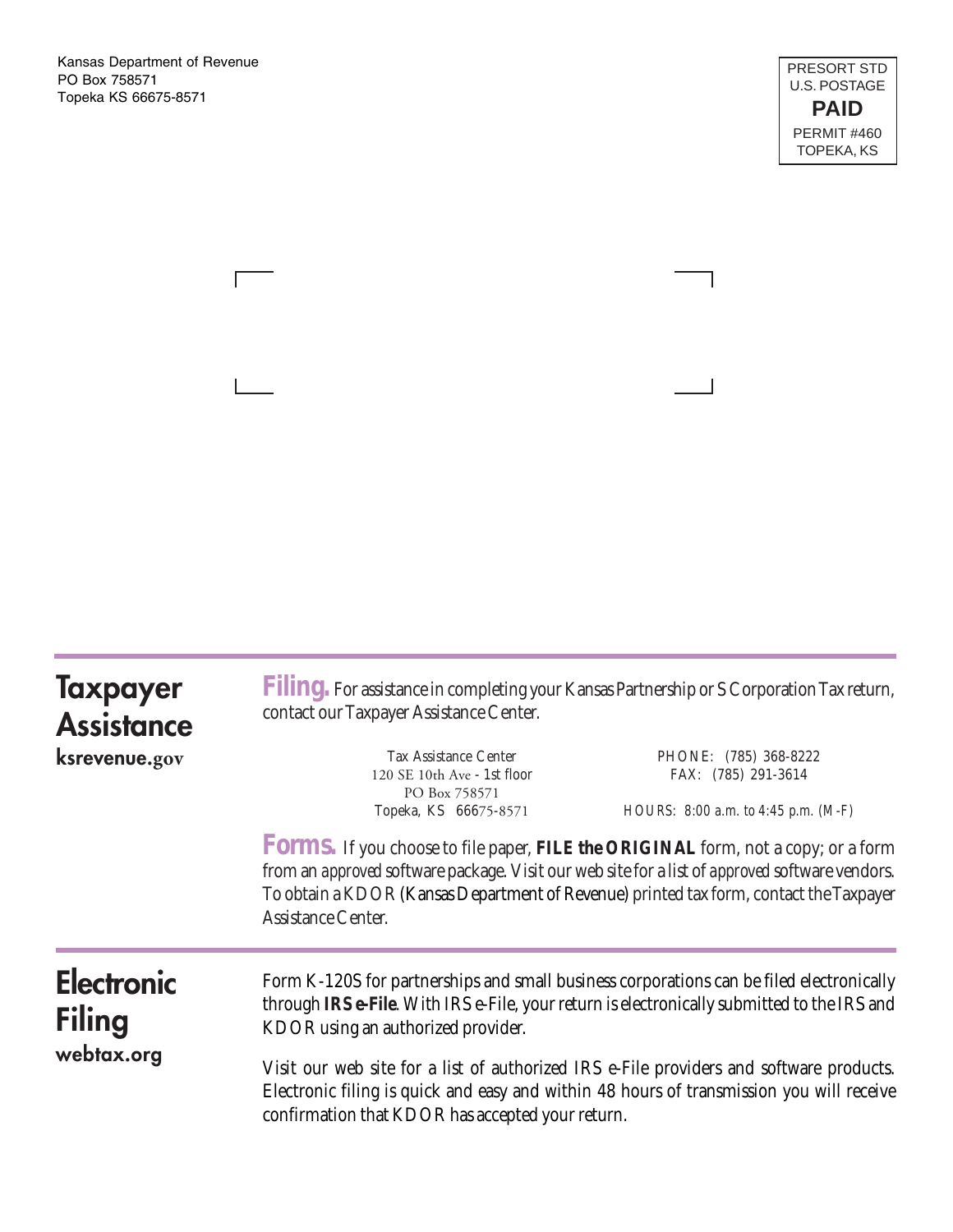Kansas Department of Revenue
PO Box 758571
Topeka KS 66675-8571

PRESORT STD
U.S. POSTAGE
**PAID**
PERMIT #460
TOPEKA, KS

## Taxpayer Assistance

**ksrevenue.gov**

**Filing.** For assistance in completing your Kansas Partnership or S Corporation Tax return, contact our Taxpayer Assistance Center.

Tax Assistance Center
120 SE 10th Ave - 1st floor
PO Box 758571
Topeka, KS 66675-8571

PHONE: (785) 368-8222
FAX: (785) 291-3614

HOURS: 8:00 a.m. to 4:45 p.m. (M-F)

**Forms.** If you choose to file paper, **FILE the ORIGINAL** form, not a copy; or a form from an approved software package. Visit our web site for a list of approved software vendors. To obtain a KDOR (Kansas Department of Revenue) printed tax form, contact the Taxpayer Assistance Center.

## Electronic Filing

**webtax.org**

Form K-120S for partnerships and small business corporations can be filed electronically through **IRS e-File**. With IRS e-File, your return is electronically submitted to the IRS and KDOR using an authorized provider.

Visit our web site for a list of authorized IRS e-File providers and software products. Electronic filing is quick and easy and within 48 hours of transmission you will receive confirmation that KDOR has accepted your return.